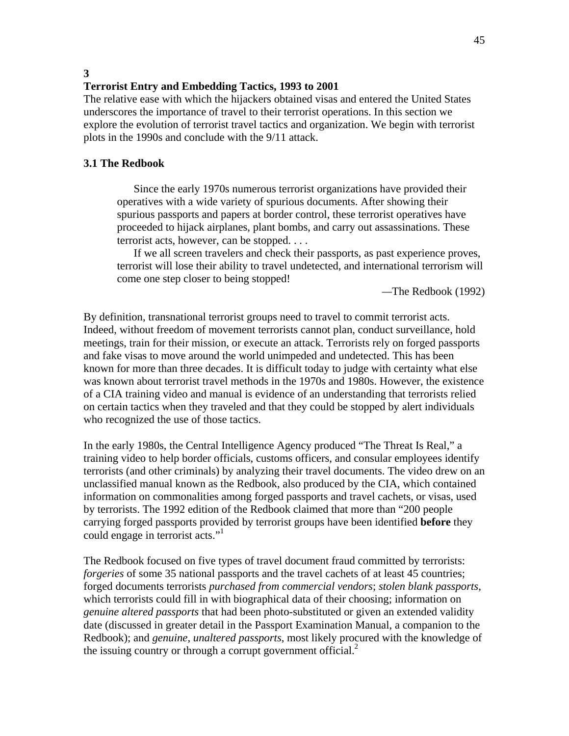# 3

## Terrorist Entry and Embedding Tactics, 1993 to 2001

The relative ease with which the hijackers obtained visas and entered the United States underscores the importance of travel to their terrorist operations. In this section we explore the evolution of terrorist travel tactics and organization. We begin with terrorist plots in the 1990s and conclude with the 9/11 attack.

### 3.1 The Redbook

> Since the early 1970s numerous terrorist organizations have provided their operatives with a wide variety of spurious documents. After showing their spurious passports and papers at border control, these terrorist operatives have proceeded to hijack airplanes, plant bombs, and carry out assassinations. These terrorist acts, however, can be stopped. . . .
>
> If we all screen travelers and check their passports, as past experience proves, terrorist will lose their ability to travel undetected, and international terrorism will come one step closer to being stopped!
>
> —The Redbook (1992)

By definition, transnational terrorist groups need to travel to commit terrorist acts. Indeed, without freedom of movement terrorists cannot plan, conduct surveillance, hold meetings, train for their mission, or execute an attack. Terrorists rely on forged passports and fake visas to move around the world unimpeded and undetected. This has been known for more than three decades. It is difficult today to judge with certainty what else was known about terrorist travel methods in the 1970s and 1980s. However, the existence of a CIA training video and manual is evidence of an understanding that terrorists relied on certain tactics when they traveled and that they could be stopped by alert individuals who recognized the use of those tactics.

In the early 1980s, the Central Intelligence Agency produced "The Threat Is Real," a training video to help border officials, customs officers, and consular employees identify terrorists (and other criminals) by analyzing their travel documents. The video drew on an unclassified manual known as the Redbook, also produced by the CIA, which contained information on commonalities among forged passports and travel cachets, or visas, used by terrorists. The 1992 edition of the Redbook claimed that more than "200 people carrying forged passports provided by terrorist groups have been identified **before** they could engage in terrorist acts."[1]

The Redbook focused on five types of travel document fraud committed by terrorists: *forgeries* of some 35 national passports and the travel cachets of at least 45 countries; forged documents terrorists *purchased from commercial vendors*; *stolen blank passports*, which terrorists could fill in with biographical data of their choosing; information on *genuine altered passports* that had been photo-substituted or given an extended validity date (discussed in greater detail in the Passport Examination Manual, a companion to the Redbook); and *genuine, unaltered passports*, most likely procured with the knowledge of the issuing country or through a corrupt government official.[2]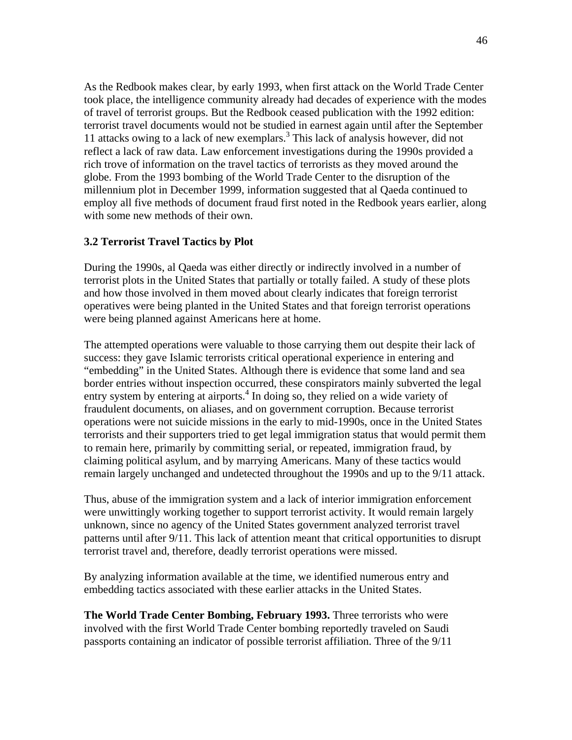As the Redbook makes clear, by early 1993, when first attack on the World Trade Center took place, the intelligence community already had decades of experience with the modes of travel of terrorist groups. But the Redbook ceased publication with the 1992 edition: terrorist travel documents would not be studied in earnest again until after the September 11 attacks owing to a lack of new exemplars.[3] This lack of analysis however, did not reflect a lack of raw data. Law enforcement investigations during the 1990s provided a rich trove of information on the travel tactics of terrorists as they moved around the globe. From the 1993 bombing of the World Trade Center to the disruption of the millennium plot in December 1999, information suggested that al Qaeda continued to employ all five methods of document fraud first noted in the Redbook years earlier, along with some new methods of their own.

### 3.2 Terrorist Travel Tactics by Plot

During the 1990s, al Qaeda was either directly or indirectly involved in a number of terrorist plots in the United States that partially or totally failed. A study of these plots and how those involved in them moved about clearly indicates that foreign terrorist operatives were being planted in the United States and that foreign terrorist operations were being planned against Americans here at home.

The attempted operations were valuable to those carrying them out despite their lack of success: they gave Islamic terrorists critical operational experience in entering and "embedding" in the United States. Although there is evidence that some land and sea border entries without inspection occurred, these conspirators mainly subverted the legal entry system by entering at airports.[4] In doing so, they relied on a wide variety of fraudulent documents, on aliases, and on government corruption. Because terrorist operations were not suicide missions in the early to mid-1990s, once in the United States terrorists and their supporters tried to get legal immigration status that would permit them to remain here, primarily by committing serial, or repeated, immigration fraud, by claiming political asylum, and by marrying Americans. Many of these tactics would remain largely unchanged and undetected throughout the 1990s and up to the 9/11 attack.

Thus, abuse of the immigration system and a lack of interior immigration enforcement were unwittingly working together to support terrorist activity. It would remain largely unknown, since no agency of the United States government analyzed terrorist travel patterns until after 9/11. This lack of attention meant that critical opportunities to disrupt terrorist travel and, therefore, deadly terrorist operations were missed.

By analyzing information available at the time, we identified numerous entry and embedding tactics associated with these earlier attacks in the United States.

**The World Trade Center Bombing, February 1993.** Three terrorists who were involved with the first World Trade Center bombing reportedly traveled on Saudi passports containing an indicator of possible terrorist affiliation. Three of the 9/11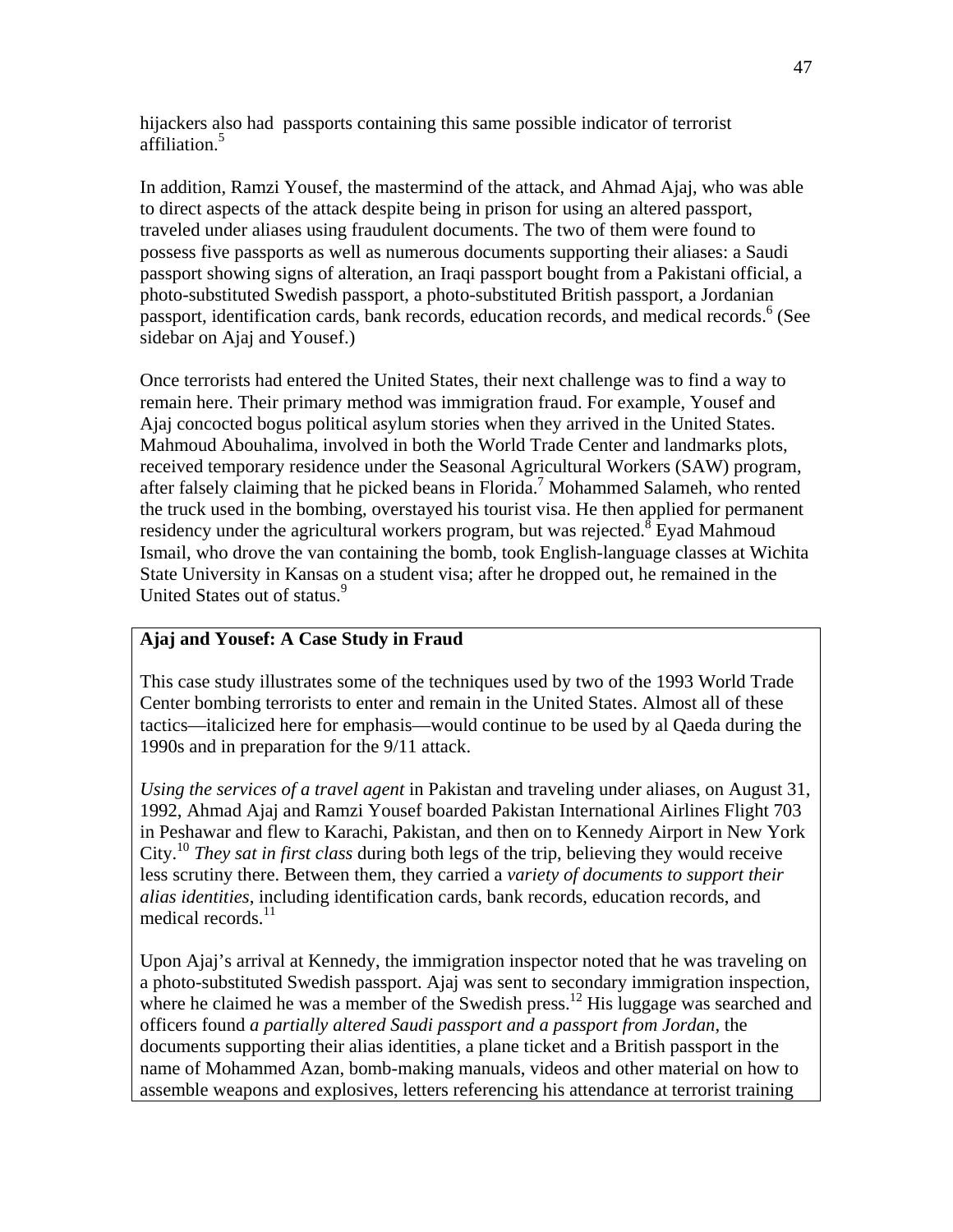hijackers also had passports containing this same possible indicator of terrorist affiliation.[5]

In addition, Ramzi Yousef, the mastermind of the attack, and Ahmad Ajaj, who was able to direct aspects of the attack despite being in prison for using an altered passport, traveled under aliases using fraudulent documents. The two of them were found to possess five passports as well as numerous documents supporting their aliases: a Saudi passport showing signs of alteration, an Iraqi passport bought from a Pakistani official, a photo-substituted Swedish passport, a photo-substituted British passport, a Jordanian passport, identification cards, bank records, education records, and medical records.[6] (See sidebar on Ajaj and Yousef.)

Once terrorists had entered the United States, their next challenge was to find a way to remain here. Their primary method was immigration fraud. For example, Yousef and Ajaj concocted bogus political asylum stories when they arrived in the United States. Mahmoud Abouhalima, involved in both the World Trade Center and landmarks plots, received temporary residence under the Seasonal Agricultural Workers (SAW) program, after falsely claiming that he picked beans in Florida.[7] Mohammed Salameh, who rented the truck used in the bombing, overstayed his tourist visa. He then applied for permanent residency under the agricultural workers program, but was rejected.[8] Eyad Mahmoud Ismail, who drove the van containing the bomb, took English-language classes at Wichita State University in Kansas on a student visa; after he dropped out, he remained in the United States out of status.[9]

**Ajaj and Yousef: A Case Study in Fraud**

This case study illustrates some of the techniques used by two of the 1993 World Trade Center bombing terrorists to enter and remain in the United States. Almost all of these tactics—italicized here for emphasis—would continue to be used by al Qaeda during the 1990s and in preparation for the 9/11 attack.

*Using the services of a travel agent* in Pakistan and traveling under aliases, on August 31, 1992, Ahmad Ajaj and Ramzi Yousef boarded Pakistan International Airlines Flight 703 in Peshawar and flew to Karachi, Pakistan, and then on to Kennedy Airport in New York City.[10] *They sat in first class* during both legs of the trip, believing they would receive less scrutiny there. Between them, they carried a *variety of documents to support their alias identities*, including identification cards, bank records, education records, and medical records.[11]

Upon Ajaj's arrival at Kennedy, the immigration inspector noted that he was traveling on a photo-substituted Swedish passport. Ajaj was sent to secondary immigration inspection, where he claimed he was a member of the Swedish press.[12] His luggage was searched and officers found *a partially altered Saudi passport and a passport from Jordan*, the documents supporting their alias identities, a plane ticket and a British passport in the name of Mohammed Azan, bomb-making manuals, videos and other material on how to assemble weapons and explosives, letters referencing his attendance at terrorist training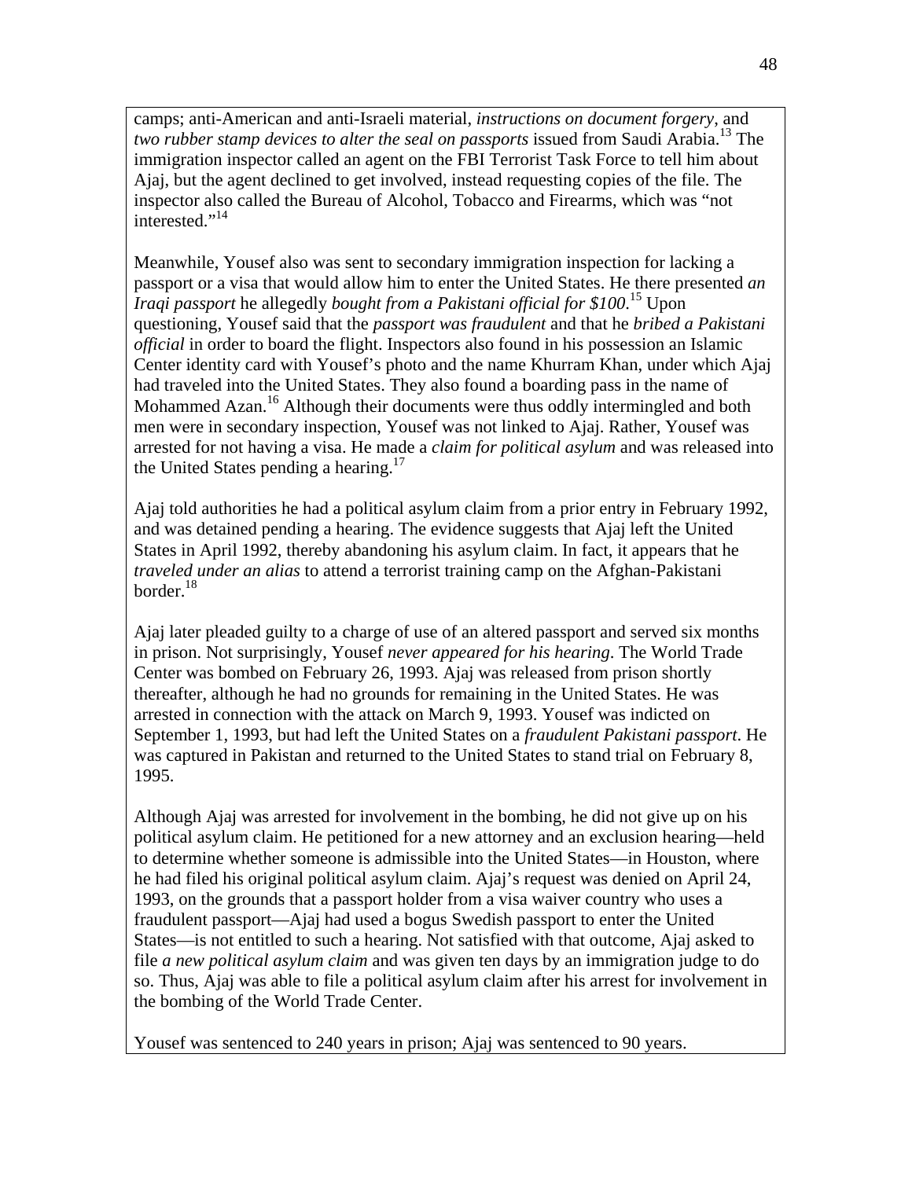camps; anti-American and anti-Israeli material, *instructions on document forgery*, and *two rubber stamp devices to alter the seal on passports* issued from Saudi Arabia.[13] The immigration inspector called an agent on the FBI Terrorist Task Force to tell him about Ajaj, but the agent declined to get involved, instead requesting copies of the file. The inspector also called the Bureau of Alcohol, Tobacco and Firearms, which was "not interested."[14]

Meanwhile, Yousef also was sent to secondary immigration inspection for lacking a passport or a visa that would allow him to enter the United States. He there presented *an Iraqi passport* he allegedly *bought from a Pakistani official for $100*.[15] Upon questioning, Yousef said that the *passport was fraudulent* and that he *bribed a Pakistani official* in order to board the flight. Inspectors also found in his possession an Islamic Center identity card with Yousef's photo and the name Khurram Khan, under which Ajaj had traveled into the United States. They also found a boarding pass in the name of Mohammed Azan.[16] Although their documents were thus oddly intermingled and both men were in secondary inspection, Yousef was not linked to Ajaj. Rather, Yousef was arrested for not having a visa. He made a *claim for political asylum* and was released into the United States pending a hearing.[17]

Ajaj told authorities he had a political asylum claim from a prior entry in February 1992, and was detained pending a hearing. The evidence suggests that Ajaj left the United States in April 1992, thereby abandoning his asylum claim. In fact, it appears that he *traveled under an alias* to attend a terrorist training camp on the Afghan-Pakistani border.[18]

Ajaj later pleaded guilty to a charge of use of an altered passport and served six months in prison. Not surprisingly, Yousef *never appeared for his hearing*. The World Trade Center was bombed on February 26, 1993. Ajaj was released from prison shortly thereafter, although he had no grounds for remaining in the United States. He was arrested in connection with the attack on March 9, 1993. Yousef was indicted on September 1, 1993, but had left the United States on a *fraudulent Pakistani passport*. He was captured in Pakistan and returned to the United States to stand trial on February 8, 1995.

Although Ajaj was arrested for involvement in the bombing, he did not give up on his political asylum claim. He petitioned for a new attorney and an exclusion hearing—held to determine whether someone is admissible into the United States—in Houston, where he had filed his original political asylum claim. Ajaj's request was denied on April 24, 1993, on the grounds that a passport holder from a visa waiver country who uses a fraudulent passport—Ajaj had used a bogus Swedish passport to enter the United States—is not entitled to such a hearing. Not satisfied with that outcome, Ajaj asked to file *a new political asylum claim* and was given ten days by an immigration judge to do so. Thus, Ajaj was able to file a political asylum claim after his arrest for involvement in the bombing of the World Trade Center.

Yousef was sentenced to 240 years in prison; Ajaj was sentenced to 90 years.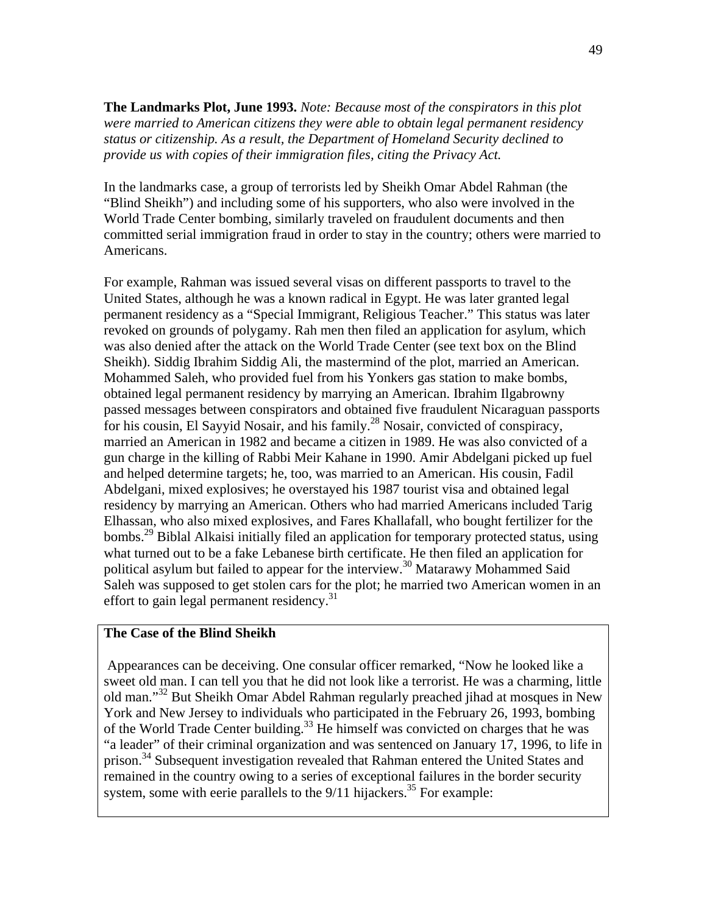**The Landmarks Plot, June 1993.** *Note: Because most of the conspirators in this plot were married to American citizens they were able to obtain legal permanent residency status or citizenship. As a result, the Department of Homeland Security declined to provide us with copies of their immigration files, citing the Privacy Act.*

In the landmarks case, a group of terrorists led by Sheikh Omar Abdel Rahman (the "Blind Sheikh") and including some of his supporters, who also were involved in the World Trade Center bombing, similarly traveled on fraudulent documents and then committed serial immigration fraud in order to stay in the country; others were married to Americans.

For example, Rahman was issued several visas on different passports to travel to the United States, although he was a known radical in Egypt. He was later granted legal permanent residency as a "Special Immigrant, Religious Teacher." This status was later revoked on grounds of polygamy. Rah men then filed an application for asylum, which was also denied after the attack on the World Trade Center (see text box on the Blind Sheikh). Siddig Ibrahim Siddig Ali, the mastermind of the plot, married an American. Mohammed Saleh, who provided fuel from his Yonkers gas station to make bombs, obtained legal permanent residency by marrying an American. Ibrahim Ilgabrowny passed messages between conspirators and obtained five fraudulent Nicaraguan passports for his cousin, El Sayyid Nosair, and his family.[28] Nosair, convicted of conspiracy, married an American in 1982 and became a citizen in 1989. He was also convicted of a gun charge in the killing of Rabbi Meir Kahane in 1990. Amir Abdelgani picked up fuel and helped determine targets; he, too, was married to an American. His cousin, Fadil Abdelgani, mixed explosives; he overstayed his 1987 tourist visa and obtained legal residency by marrying an American. Others who had married Americans included Tarig Elhassan, who also mixed explosives, and Fares Khallafall, who bought fertilizer for the bombs.[29] Biblal Alkaisi initially filed an application for temporary protected status, using what turned out to be a fake Lebanese birth certificate. He then filed an application for political asylum but failed to appear for the interview.[30] Matarawy Mohammed Said Saleh was supposed to get stolen cars for the plot; he married two American women in an effort to gain legal permanent residency.[31]

**The Case of the Blind Sheikh**

Appearances can be deceiving. One consular officer remarked, "Now he looked like a sweet old man. I can tell you that he did not look like a terrorist. He was a charming, little old man."[32] But Sheikh Omar Abdel Rahman regularly preached jihad at mosques in New York and New Jersey to individuals who participated in the February 26, 1993, bombing of the World Trade Center building.[33] He himself was convicted on charges that he was "a leader" of their criminal organization and was sentenced on January 17, 1996, to life in prison.[34] Subsequent investigation revealed that Rahman entered the United States and remained in the country owing to a series of exceptional failures in the border security system, some with eerie parallels to the 9/11 hijackers.[35] For example: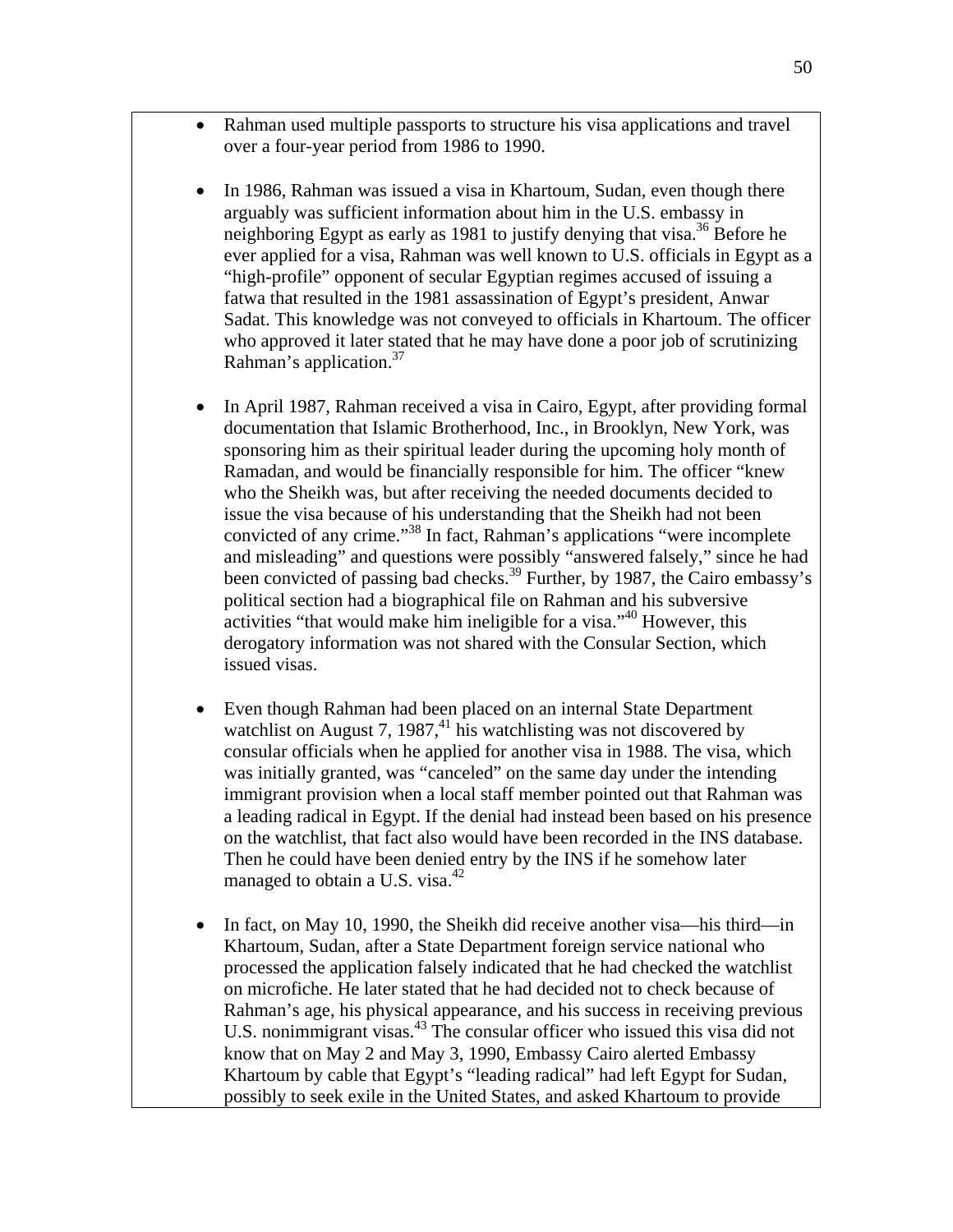- Rahman used multiple passports to structure his visa applications and travel over a four-year period from 1986 to 1990.

- In 1986, Rahman was issued a visa in Khartoum, Sudan, even though there arguably was sufficient information about him in the U.S. embassy in neighboring Egypt as early as 1981 to justify denying that visa.[36] Before he ever applied for a visa, Rahman was well known to U.S. officials in Egypt as a "high-profile" opponent of secular Egyptian regimes accused of issuing a fatwa that resulted in the 1981 assassination of Egypt's president, Anwar Sadat. This knowledge was not conveyed to officials in Khartoum. The officer who approved it later stated that he may have done a poor job of scrutinizing Rahman's application.[37]

- In April 1987, Rahman received a visa in Cairo, Egypt, after providing formal documentation that Islamic Brotherhood, Inc., in Brooklyn, New York, was sponsoring him as their spiritual leader during the upcoming holy month of Ramadan, and would be financially responsible for him. The officer "knew who the Sheikh was, but after receiving the needed documents decided to issue the visa because of his understanding that the Sheikh had not been convicted of any crime."[38] In fact, Rahman's applications "were incomplete and misleading" and questions were possibly "answered falsely," since he had been convicted of passing bad checks.[39] Further, by 1987, the Cairo embassy's political section had a biographical file on Rahman and his subversive activities "that would make him ineligible for a visa."[40] However, this derogatory information was not shared with the Consular Section, which issued visas.

- Even though Rahman had been placed on an internal State Department watchlist on August 7, 1987,[41] his watchlisting was not discovered by consular officials when he applied for another visa in 1988. The visa, which was initially granted, was "canceled" on the same day under the intending immigrant provision when a local staff member pointed out that Rahman was a leading radical in Egypt. If the denial had instead been based on his presence on the watchlist, that fact also would have been recorded in the INS database. Then he could have been denied entry by the INS if he somehow later managed to obtain a U.S. visa.[42]

- In fact, on May 10, 1990, the Sheikh did receive another visa—his third—in Khartoum, Sudan, after a State Department foreign service national who processed the application falsely indicated that he had checked the watchlist on microfiche. He later stated that he had decided not to check because of Rahman's age, his physical appearance, and his success in receiving previous U.S. nonimmigrant visas.[43] The consular officer who issued this visa did not know that on May 2 and May 3, 1990, Embassy Cairo alerted Embassy Khartoum by cable that Egypt's "leading radical" had left Egypt for Sudan, possibly to seek exile in the United States, and asked Khartoum to provide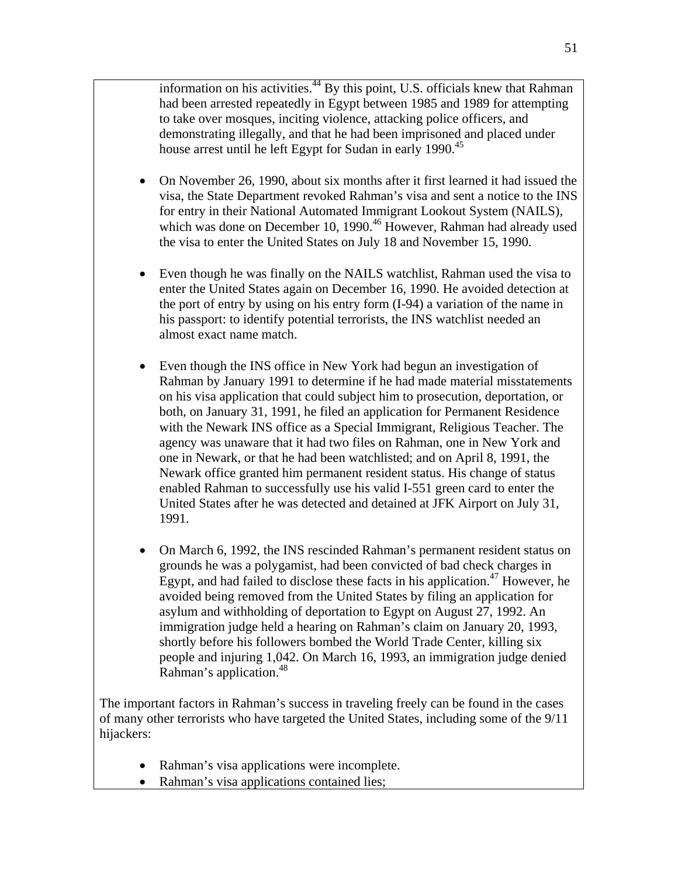information on his activities.[44] By this point, U.S. officials knew that Rahman had been arrested repeatedly in Egypt between 1985 and 1989 for attempting to take over mosques, inciting violence, attacking police officers, and demonstrating illegally, and that he had been imprisoned and placed under house arrest until he left Egypt for Sudan in early 1990.[45]

- On November 26, 1990, about six months after it first learned it had issued the visa, the State Department revoked Rahman's visa and sent a notice to the INS for entry in their National Automated Immigrant Lookout System (NAILS), which was done on December 10, 1990.[46] However, Rahman had already used the visa to enter the United States on July 18 and November 15, 1990.

- Even though he was finally on the NAILS watchlist, Rahman used the visa to enter the United States again on December 16, 1990. He avoided detection at the port of entry by using on his entry form (I-94) a variation of the name in his passport: to identify potential terrorists, the INS watchlist needed an almost exact name match.

- Even though the INS office in New York had begun an investigation of Rahman by January 1991 to determine if he had made material misstatements on his visa application that could subject him to prosecution, deportation, or both, on January 31, 1991, he filed an application for Permanent Residence with the Newark INS office as a Special Immigrant, Religious Teacher. The agency was unaware that it had two files on Rahman, one in New York and one in Newark, or that he had been watchlisted; and on April 8, 1991, the Newark office granted him permanent resident status. His change of status enabled Rahman to successfully use his valid I-551 green card to enter the United States after he was detected and detained at JFK Airport on July 31, 1991.

- On March 6, 1992, the INS rescinded Rahman's permanent resident status on grounds he was a polygamist, had been convicted of bad check charges in Egypt, and had failed to disclose these facts in his application.[47] However, he avoided being removed from the United States by filing an application for asylum and withholding of deportation to Egypt on August 27, 1992. An immigration judge held a hearing on Rahman's claim on January 20, 1993, shortly before his followers bombed the World Trade Center, killing six people and injuring 1,042. On March 16, 1993, an immigration judge denied Rahman's application.[48]

The important factors in Rahman's success in traveling freely can be found in the cases of many other terrorists who have targeted the United States, including some of the 9/11 hijackers:

- Rahman's visa applications were incomplete.
- Rahman's visa applications contained lies;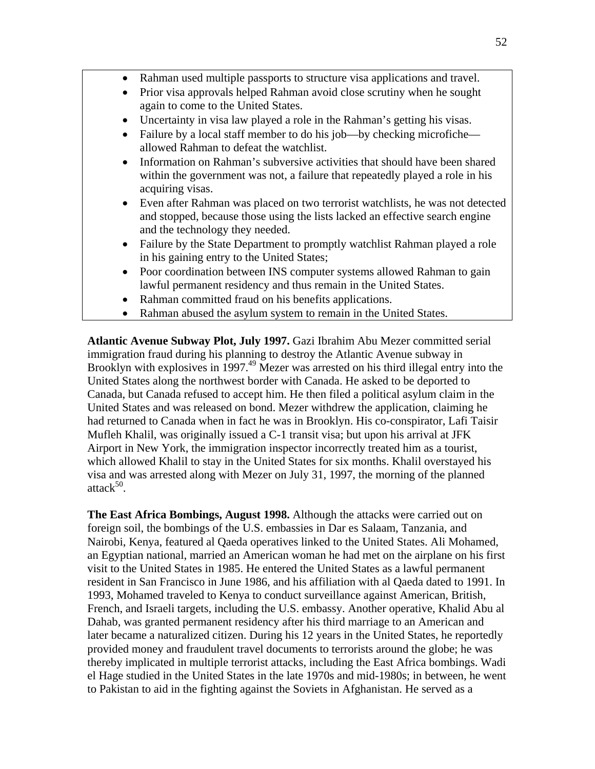- Rahman used multiple passports to structure visa applications and travel.
- Prior visa approvals helped Rahman avoid close scrutiny when he sought again to come to the United States.
- Uncertainty in visa law played a role in the Rahman's getting his visas.
- Failure by a local staff member to do his job—by checking microfiche—allowed Rahman to defeat the watchlist.
- Information on Rahman's subversive activities that should have been shared within the government was not, a failure that repeatedly played a role in his acquiring visas.
- Even after Rahman was placed on two terrorist watchlists, he was not detected and stopped, because those using the lists lacked an effective search engine and the technology they needed.
- Failure by the State Department to promptly watchlist Rahman played a role in his gaining entry to the United States;
- Poor coordination between INS computer systems allowed Rahman to gain lawful permanent residency and thus remain in the United States.
- Rahman committed fraud on his benefits applications.
- Rahman abused the asylum system to remain in the United States.

**Atlantic Avenue Subway Plot, July 1997.** Gazi Ibrahim Abu Mezer committed serial immigration fraud during his planning to destroy the Atlantic Avenue subway in Brooklyn with explosives in 1997.[49] Mezer was arrested on his third illegal entry into the United States along the northwest border with Canada. He asked to be deported to Canada, but Canada refused to accept him. He then filed a political asylum claim in the United States and was released on bond. Mezer withdrew the application, claiming he had returned to Canada when in fact he was in Brooklyn. His co-conspirator, Lafi Taisir Mufleh Khalil, was originally issued a C-1 transit visa; but upon his arrival at JFK Airport in New York, the immigration inspector incorrectly treated him as a tourist, which allowed Khalil to stay in the United States for six months. Khalil overstayed his visa and was arrested along with Mezer on July 31, 1997, the morning of the planned attack[50].

**The East Africa Bombings, August 1998.** Although the attacks were carried out on foreign soil, the bombings of the U.S. embassies in Dar es Salaam, Tanzania, and Nairobi, Kenya, featured al Qaeda operatives linked to the United States. Ali Mohamed, an Egyptian national, married an American woman he had met on the airplane on his first visit to the United States in 1985. He entered the United States as a lawful permanent resident in San Francisco in June 1986, and his affiliation with al Qaeda dated to 1991. In 1993, Mohamed traveled to Kenya to conduct surveillance against American, British, French, and Israeli targets, including the U.S. embassy. Another operative, Khalid Abu al Dahab, was granted permanent residency after his third marriage to an American and later became a naturalized citizen. During his 12 years in the United States, he reportedly provided money and fraudulent travel documents to terrorists around the globe; he was thereby implicated in multiple terrorist attacks, including the East Africa bombings. Wadi el Hage studied in the United States in the late 1970s and mid-1980s; in between, he went to Pakistan to aid in the fighting against the Soviets in Afghanistan. He served as a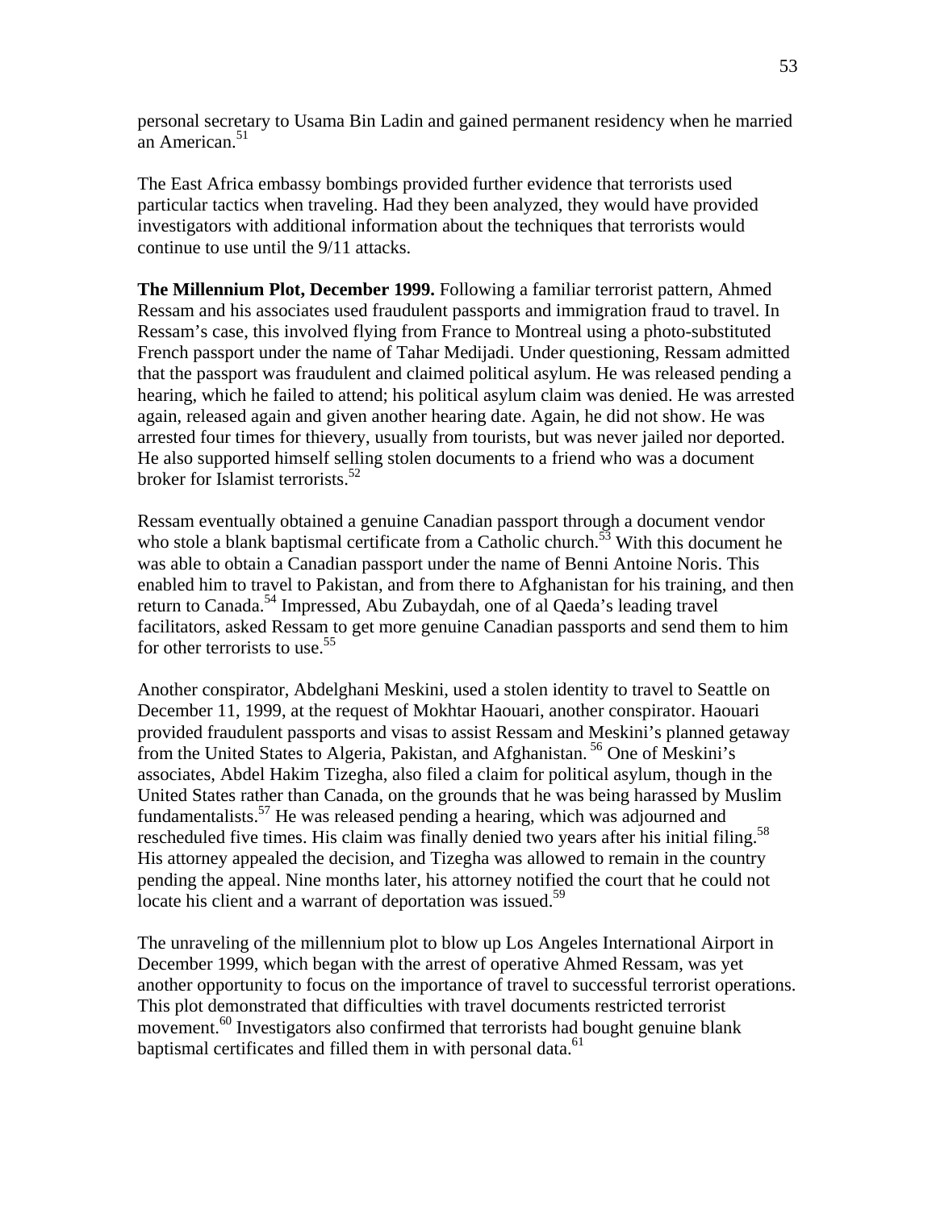personal secretary to Usama Bin Ladin and gained permanent residency when he married an American.[51]

The East Africa embassy bombings provided further evidence that terrorists used particular tactics when traveling. Had they been analyzed, they would have provided investigators with additional information about the techniques that terrorists would continue to use until the 9/11 attacks.

**The Millennium Plot, December 1999.** Following a familiar terrorist pattern, Ahmed Ressam and his associates used fraudulent passports and immigration fraud to travel. In Ressam's case, this involved flying from France to Montreal using a photo-substituted French passport under the name of Tahar Medijadi. Under questioning, Ressam admitted that the passport was fraudulent and claimed political asylum. He was released pending a hearing, which he failed to attend; his political asylum claim was denied. He was arrested again, released again and given another hearing date. Again, he did not show. He was arrested four times for thievery, usually from tourists, but was never jailed nor deported. He also supported himself selling stolen documents to a friend who was a document broker for Islamist terrorists.[52]

Ressam eventually obtained a genuine Canadian passport through a document vendor who stole a blank baptismal certificate from a Catholic church.[53] With this document he was able to obtain a Canadian passport under the name of Benni Antoine Noris. This enabled him to travel to Pakistan, and from there to Afghanistan for his training, and then return to Canada.[54] Impressed, Abu Zubaydah, one of al Qaeda's leading travel facilitators, asked Ressam to get more genuine Canadian passports and send them to him for other terrorists to use.[55]

Another conspirator, Abdelghani Meskini, used a stolen identity to travel to Seattle on December 11, 1999, at the request of Mokhtar Haouari, another conspirator. Haouari provided fraudulent passports and visas to assist Ressam and Meskini's planned getaway from the United States to Algeria, Pakistan, and Afghanistan.[56] One of Meskini's associates, Abdel Hakim Tizegha, also filed a claim for political asylum, though in the United States rather than Canada, on the grounds that he was being harassed by Muslim fundamentalists.[57] He was released pending a hearing, which was adjourned and rescheduled five times. His claim was finally denied two years after his initial filing.[58] His attorney appealed the decision, and Tizegha was allowed to remain in the country pending the appeal. Nine months later, his attorney notified the court that he could not locate his client and a warrant of deportation was issued.[59]

The unraveling of the millennium plot to blow up Los Angeles International Airport in December 1999, which began with the arrest of operative Ahmed Ressam, was yet another opportunity to focus on the importance of travel to successful terrorist operations. This plot demonstrated that difficulties with travel documents restricted terrorist movement.[60] Investigators also confirmed that terrorists had bought genuine blank baptismal certificates and filled them in with personal data.[61]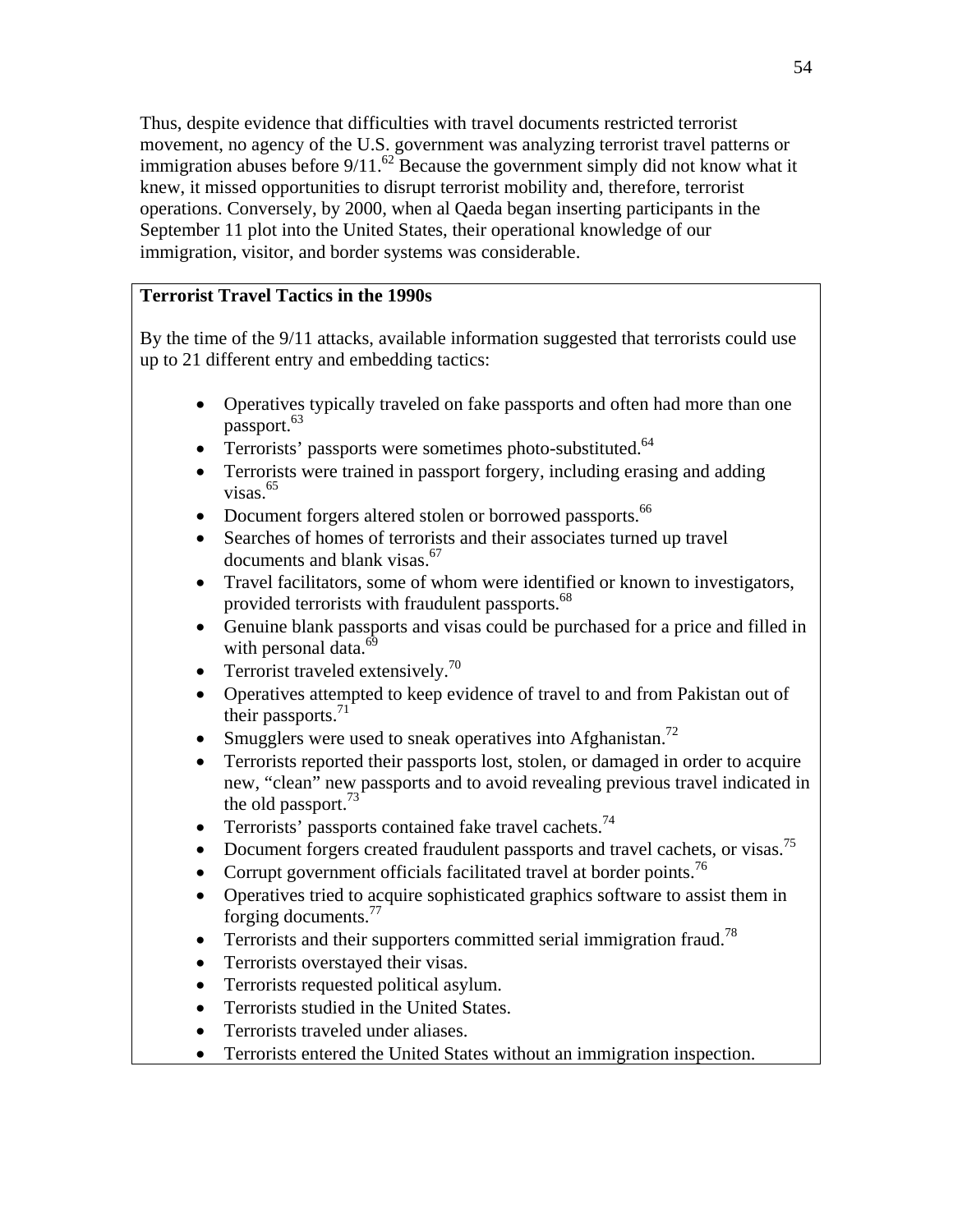Thus, despite evidence that difficulties with travel documents restricted terrorist movement, no agency of the U.S. government was analyzing terrorist travel patterns or immigration abuses before 9/11.[62] Because the government simply did not know what it knew, it missed opportunities to disrupt terrorist mobility and, therefore, terrorist operations. Conversely, by 2000, when al Qaeda began inserting participants in the September 11 plot into the United States, their operational knowledge of our immigration, visitor, and border systems was considerable.

**Terrorist Travel Tactics in the 1990s**

By the time of the 9/11 attacks, available information suggested that terrorists could use up to 21 different entry and embedding tactics:

- Operatives typically traveled on fake passports and often had more than one passport.[63]
- Terrorists' passports were sometimes photo-substituted.[64]
- Terrorists were trained in passport forgery, including erasing and adding visas.[65]
- Document forgers altered stolen or borrowed passports.[66]
- Searches of homes of terrorists and their associates turned up travel documents and blank visas.[67]
- Travel facilitators, some of whom were identified or known to investigators, provided terrorists with fraudulent passports.[68]
- Genuine blank passports and visas could be purchased for a price and filled in with personal data.[69]
- Terrorist traveled extensively.[70]
- Operatives attempted to keep evidence of travel to and from Pakistan out of their passports.[71]
- Smugglers were used to sneak operatives into Afghanistan.[72]
- Terrorists reported their passports lost, stolen, or damaged in order to acquire new, "clean" new passports and to avoid revealing previous travel indicated in the old passport.[73]
- Terrorists' passports contained fake travel cachets.[74]
- Document forgers created fraudulent passports and travel cachets, or visas.[75]
- Corrupt government officials facilitated travel at border points.[76]
- Operatives tried to acquire sophisticated graphics software to assist them in forging documents.[77]
- Terrorists and their supporters committed serial immigration fraud.[78]
- Terrorists overstayed their visas.
- Terrorists requested political asylum.
- Terrorists studied in the United States.
- Terrorists traveled under aliases.
- Terrorists entered the United States without an immigration inspection.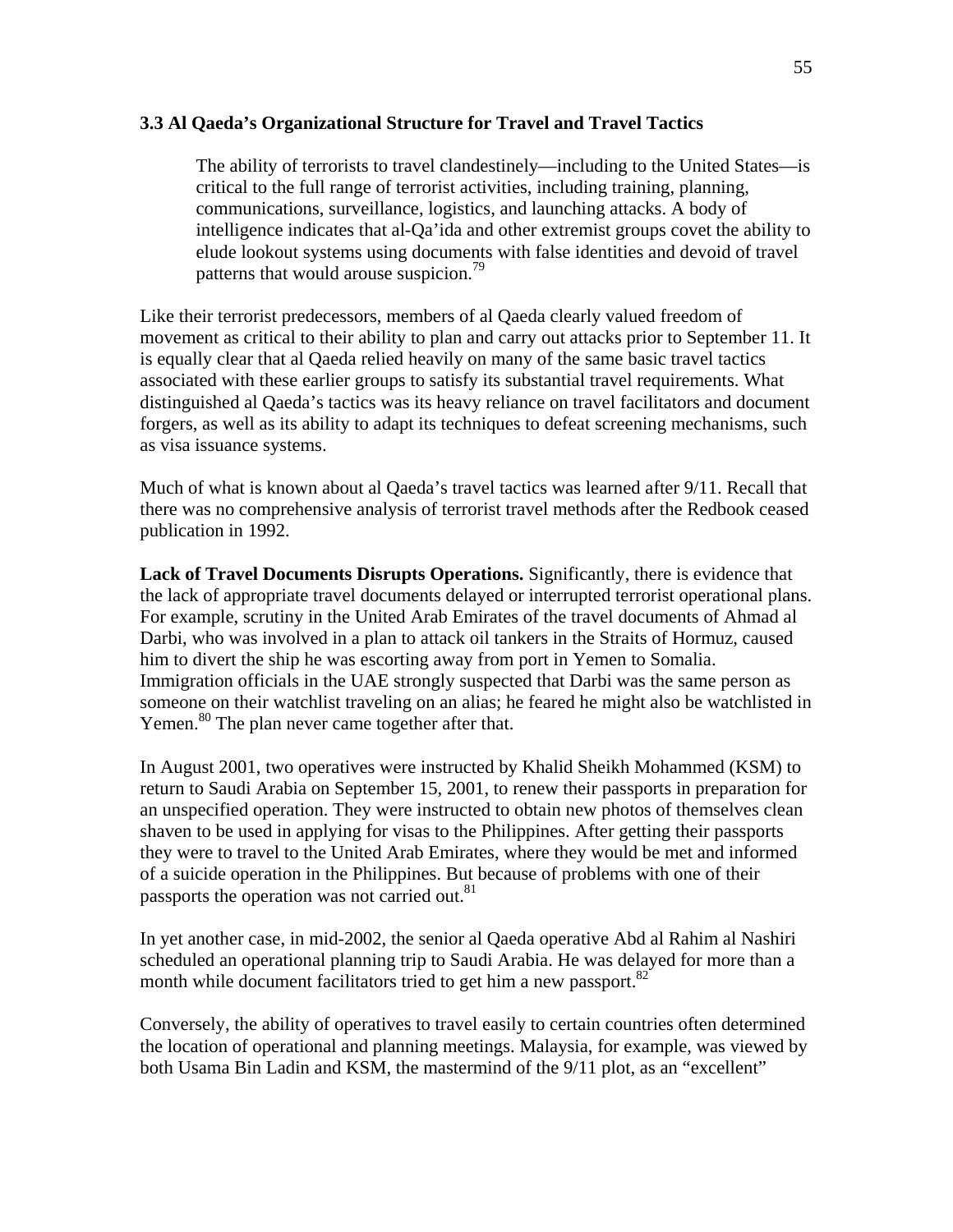### 3.3 Al Qaeda's Organizational Structure for Travel and Travel Tactics

> The ability of terrorists to travel clandestinely—including to the United States—is critical to the full range of terrorist activities, including training, planning, communications, surveillance, logistics, and launching attacks. A body of intelligence indicates that al-Qa'ida and other extremist groups covet the ability to elude lookout systems using documents with false identities and devoid of travel patterns that would arouse suspicion.[79]

Like their terrorist predecessors, members of al Qaeda clearly valued freedom of movement as critical to their ability to plan and carry out attacks prior to September 11. It is equally clear that al Qaeda relied heavily on many of the same basic travel tactics associated with these earlier groups to satisfy its substantial travel requirements. What distinguished al Qaeda's tactics was its heavy reliance on travel facilitators and document forgers, as well as its ability to adapt its techniques to defeat screening mechanisms, such as visa issuance systems.

Much of what is known about al Qaeda's travel tactics was learned after 9/11. Recall that there was no comprehensive analysis of terrorist travel methods after the Redbook ceased publication in 1992.

**Lack of Travel Documents Disrupts Operations.** Significantly, there is evidence that the lack of appropriate travel documents delayed or interrupted terrorist operational plans. For example, scrutiny in the United Arab Emirates of the travel documents of Ahmad al Darbi, who was involved in a plan to attack oil tankers in the Straits of Hormuz, caused him to divert the ship he was escorting away from port in Yemen to Somalia. Immigration officials in the UAE strongly suspected that Darbi was the same person as someone on their watchlist traveling on an alias; he feared he might also be watchlisted in Yemen.[80] The plan never came together after that.

In August 2001, two operatives were instructed by Khalid Sheikh Mohammed (KSM) to return to Saudi Arabia on September 15, 2001, to renew their passports in preparation for an unspecified operation. They were instructed to obtain new photos of themselves clean shaven to be used in applying for visas to the Philippines. After getting their passports they were to travel to the United Arab Emirates, where they would be met and informed of a suicide operation in the Philippines. But because of problems with one of their passports the operation was not carried out.[81]

In yet another case, in mid-2002, the senior al Qaeda operative Abd al Rahim al Nashiri scheduled an operational planning trip to Saudi Arabia. He was delayed for more than a month while document facilitators tried to get him a new passport.[82]

Conversely, the ability of operatives to travel easily to certain countries often determined the location of operational and planning meetings. Malaysia, for example, was viewed by both Usama Bin Ladin and KSM, the mastermind of the 9/11 plot, as an "excellent"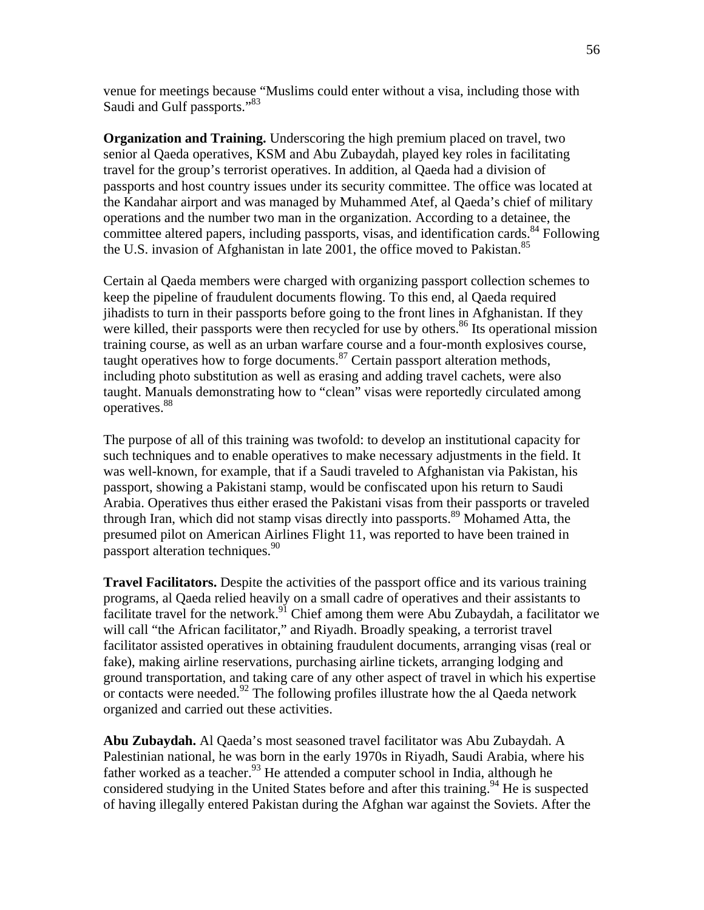venue for meetings because "Muslims could enter without a visa, including those with Saudi and Gulf passports."[83]

**Organization and Training.** Underscoring the high premium placed on travel, two senior al Qaeda operatives, KSM and Abu Zubaydah, played key roles in facilitating travel for the group's terrorist operatives. In addition, al Qaeda had a division of passports and host country issues under its security committee. The office was located at the Kandahar airport and was managed by Muhammed Atef, al Qaeda's chief of military operations and the number two man in the organization. According to a detainee, the committee altered papers, including passports, visas, and identification cards.[84] Following the U.S. invasion of Afghanistan in late 2001, the office moved to Pakistan.[85]

Certain al Qaeda members were charged with organizing passport collection schemes to keep the pipeline of fraudulent documents flowing. To this end, al Qaeda required jihadists to turn in their passports before going to the front lines in Afghanistan. If they were killed, their passports were then recycled for use by others.[86] Its operational mission training course, as well as an urban warfare course and a four-month explosives course, taught operatives how to forge documents.[87] Certain passport alteration methods, including photo substitution as well as erasing and adding travel cachets, were also taught. Manuals demonstrating how to "clean" visas were reportedly circulated among operatives.[88]

The purpose of all of this training was twofold: to develop an institutional capacity for such techniques and to enable operatives to make necessary adjustments in the field. It was well-known, for example, that if a Saudi traveled to Afghanistan via Pakistan, his passport, showing a Pakistani stamp, would be confiscated upon his return to Saudi Arabia. Operatives thus either erased the Pakistani visas from their passports or traveled through Iran, which did not stamp visas directly into passports.[89] Mohamed Atta, the presumed pilot on American Airlines Flight 11, was reported to have been trained in passport alteration techniques.[90]

**Travel Facilitators.** Despite the activities of the passport office and its various training programs, al Qaeda relied heavily on a small cadre of operatives and their assistants to facilitate travel for the network.[91] Chief among them were Abu Zubaydah, a facilitator we will call "the African facilitator," and Riyadh. Broadly speaking, a terrorist travel facilitator assisted operatives in obtaining fraudulent documents, arranging visas (real or fake), making airline reservations, purchasing airline tickets, arranging lodging and ground transportation, and taking care of any other aspect of travel in which his expertise or contacts were needed.[92] The following profiles illustrate how the al Qaeda network organized and carried out these activities.

**Abu Zubaydah.** Al Qaeda's most seasoned travel facilitator was Abu Zubaydah. A Palestinian national, he was born in the early 1970s in Riyadh, Saudi Arabia, where his father worked as a teacher.[93] He attended a computer school in India, although he considered studying in the United States before and after this training.[94] He is suspected of having illegally entered Pakistan during the Afghan war against the Soviets. After the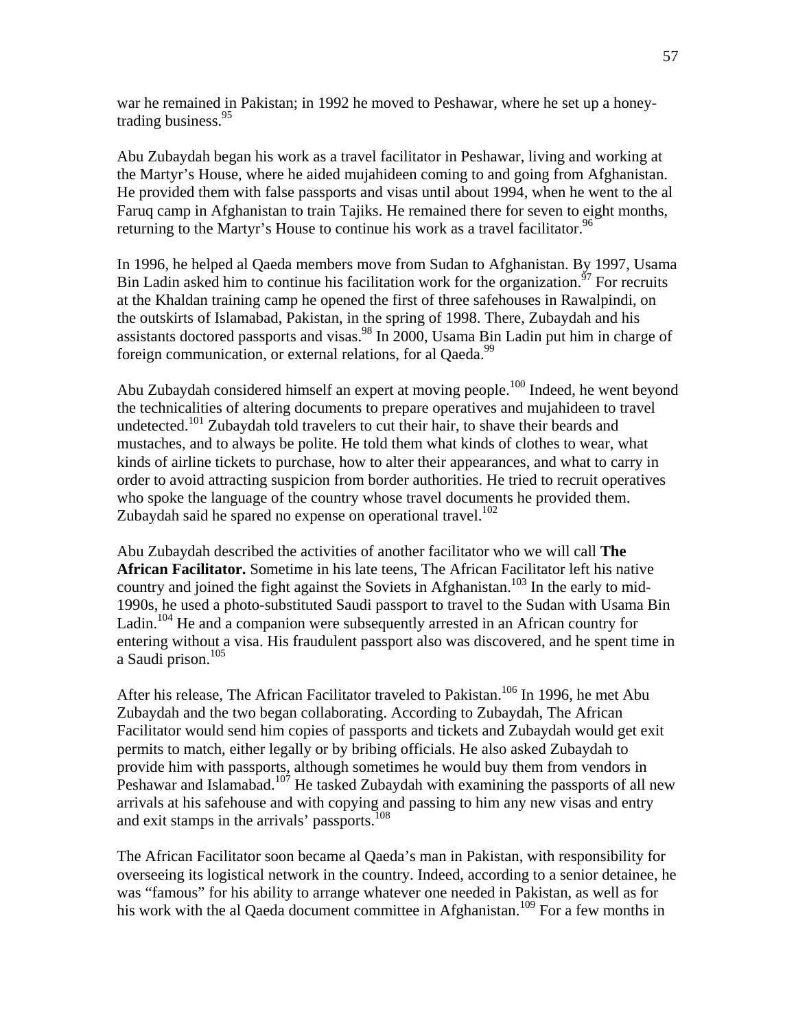war he remained in Pakistan; in 1992 he moved to Peshawar, where he set up a honey-trading business.[95]

Abu Zubaydah began his work as a travel facilitator in Peshawar, living and working at the Martyr's House, where he aided mujahideen coming to and going from Afghanistan. He provided them with false passports and visas until about 1994, when he went to the al Faruq camp in Afghanistan to train Tajiks. He remained there for seven to eight months, returning to the Martyr's House to continue his work as a travel facilitator.[96]

In 1996, he helped al Qaeda members move from Sudan to Afghanistan. By 1997, Usama Bin Ladin asked him to continue his facilitation work for the organization.[97] For recruits at the Khaldan training camp he opened the first of three safehouses in Rawalpindi, on the outskirts of Islamabad, Pakistan, in the spring of 1998. There, Zubaydah and his assistants doctored passports and visas.[98] In 2000, Usama Bin Ladin put him in charge of foreign communication, or external relations, for al Qaeda.[99]

Abu Zubaydah considered himself an expert at moving people.[100] Indeed, he went beyond the technicalities of altering documents to prepare operatives and mujahideen to travel undetected.[101] Zubaydah told travelers to cut their hair, to shave their beards and mustaches, and to always be polite. He told them what kinds of clothes to wear, what kinds of airline tickets to purchase, how to alter their appearances, and what to carry in order to avoid attracting suspicion from border authorities. He tried to recruit operatives who spoke the language of the country whose travel documents he provided them. Zubaydah said he spared no expense on operational travel.[102]

Abu Zubaydah described the activities of another facilitator who we will call **The African Facilitator.** Sometime in his late teens, The African Facilitator left his native country and joined the fight against the Soviets in Afghanistan.[103] In the early to mid-1990s, he used a photo-substituted Saudi passport to travel to the Sudan with Usama Bin Ladin.[104] He and a companion were subsequently arrested in an African country for entering without a visa. His fraudulent passport also was discovered, and he spent time in a Saudi prison.[105]

After his release, The African Facilitator traveled to Pakistan.[106] In 1996, he met Abu Zubaydah and the two began collaborating. According to Zubaydah, The African Facilitator would send him copies of passports and tickets and Zubaydah would get exit permits to match, either legally or by bribing officials. He also asked Zubaydah to provide him with passports, although sometimes he would buy them from vendors in Peshawar and Islamabad.[107] He tasked Zubaydah with examining the passports of all new arrivals at his safehouse and with copying and passing to him any new visas and entry and exit stamps in the arrivals' passports.[108]

The African Facilitator soon became al Qaeda's man in Pakistan, with responsibility for overseeing its logistical network in the country. Indeed, according to a senior detainee, he was "famous" for his ability to arrange whatever one needed in Pakistan, as well as for his work with the al Qaeda document committee in Afghanistan.[109] For a few months in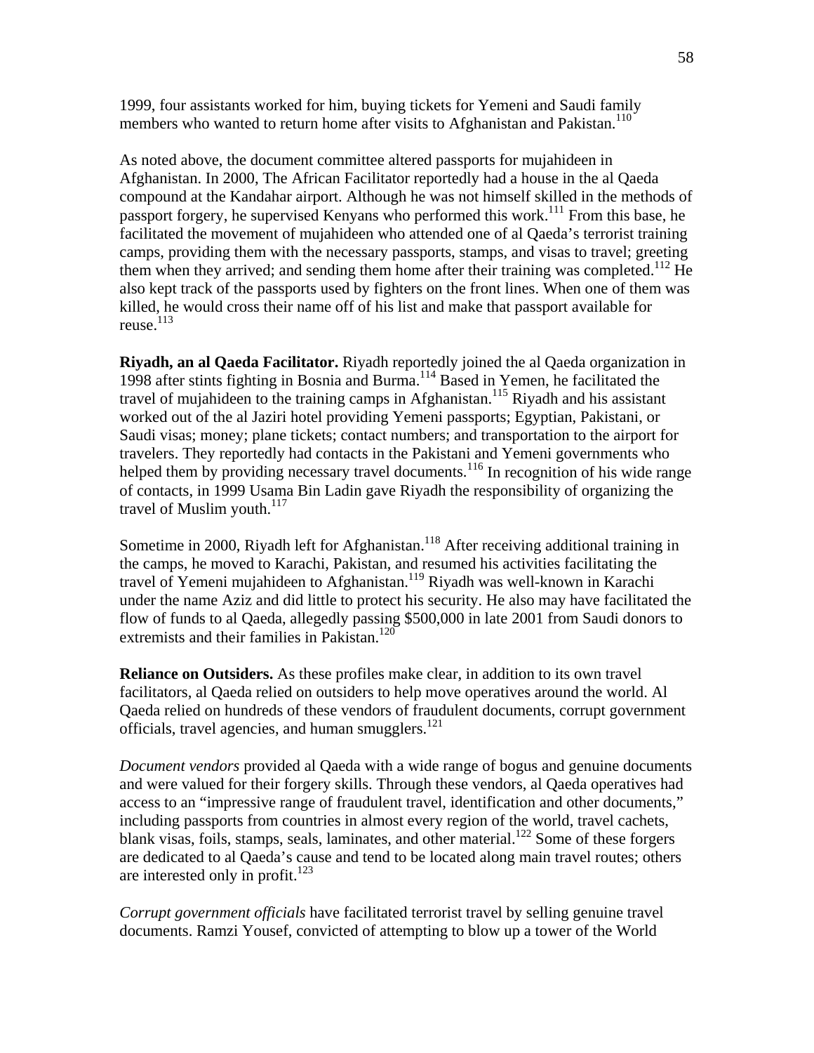1999, four assistants worked for him, buying tickets for Yemeni and Saudi family members who wanted to return home after visits to Afghanistan and Pakistan.[110]

As noted above, the document committee altered passports for mujahideen in Afghanistan. In 2000, The African Facilitator reportedly had a house in the al Qaeda compound at the Kandahar airport. Although he was not himself skilled in the methods of passport forgery, he supervised Kenyans who performed this work.[111] From this base, he facilitated the movement of mujahideen who attended one of al Qaeda's terrorist training camps, providing them with the necessary passports, stamps, and visas to travel; greeting them when they arrived; and sending them home after their training was completed.[112] He also kept track of the passports used by fighters on the front lines. When one of them was killed, he would cross their name off of his list and make that passport available for reuse.[113]

**Riyadh, an al Qaeda Facilitator.** Riyadh reportedly joined the al Qaeda organization in 1998 after stints fighting in Bosnia and Burma.[114] Based in Yemen, he facilitated the travel of mujahideen to the training camps in Afghanistan.[115] Riyadh and his assistant worked out of the al Jaziri hotel providing Yemeni passports; Egyptian, Pakistani, or Saudi visas; money; plane tickets; contact numbers; and transportation to the airport for travelers. They reportedly had contacts in the Pakistani and Yemeni governments who helped them by providing necessary travel documents.[116] In recognition of his wide range of contacts, in 1999 Usama Bin Ladin gave Riyadh the responsibility of organizing the travel of Muslim youth.[117]

Sometime in 2000, Riyadh left for Afghanistan.[118] After receiving additional training in the camps, he moved to Karachi, Pakistan, and resumed his activities facilitating the travel of Yemeni mujahideen to Afghanistan.[119] Riyadh was well-known in Karachi under the name Aziz and did little to protect his security. He also may have facilitated the flow of funds to al Qaeda, allegedly passing $500,000 in late 2001 from Saudi donors to extremists and their families in Pakistan.[120]

**Reliance on Outsiders.** As these profiles make clear, in addition to its own travel facilitators, al Qaeda relied on outsiders to help move operatives around the world. Al Qaeda relied on hundreds of these vendors of fraudulent documents, corrupt government officials, travel agencies, and human smugglers.[121]

*Document vendors* provided al Qaeda with a wide range of bogus and genuine documents and were valued for their forgery skills. Through these vendors, al Qaeda operatives had access to an "impressive range of fraudulent travel, identification and other documents," including passports from countries in almost every region of the world, travel cachets, blank visas, foils, stamps, seals, laminates, and other material.[122] Some of these forgers are dedicated to al Qaeda's cause and tend to be located along main travel routes; others are interested only in profit.[123]

*Corrupt government officials* have facilitated terrorist travel by selling genuine travel documents. Ramzi Yousef, convicted of attempting to blow up a tower of the World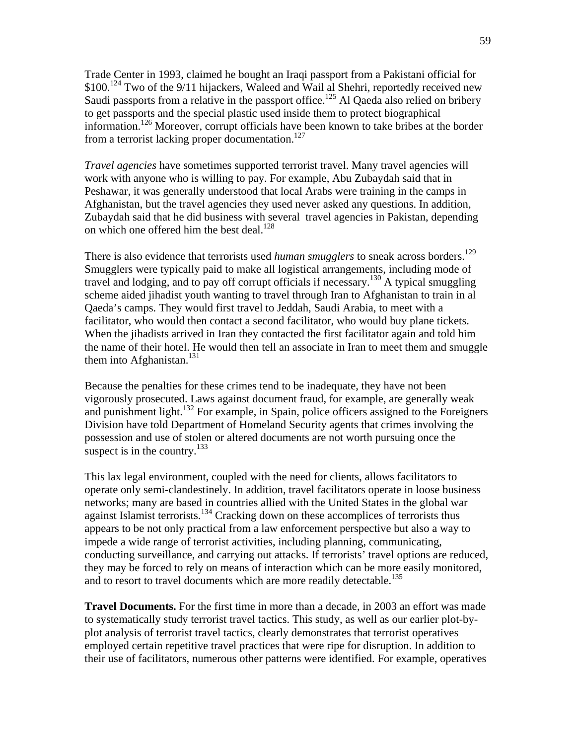Trade Center in 1993, claimed he bought an Iraqi passport from a Pakistani official for $100.[124] Two of the 9/11 hijackers, Waleed and Wail al Shehri, reportedly received new Saudi passports from a relative in the passport office.[125] Al Qaeda also relied on bribery to get passports and the special plastic used inside them to protect biographical information.[126] Moreover, corrupt officials have been known to take bribes at the border from a terrorist lacking proper documentation.[127]

*Travel agencies* have sometimes supported terrorist travel. Many travel agencies will work with anyone who is willing to pay. For example, Abu Zubaydah said that in Peshawar, it was generally understood that local Arabs were training in the camps in Afghanistan, but the travel agencies they used never asked any questions. In addition, Zubaydah said that he did business with several travel agencies in Pakistan, depending on which one offered him the best deal.[128]

There is also evidence that terrorists used *human smugglers* to sneak across borders.[129] Smugglers were typically paid to make all logistical arrangements, including mode of travel and lodging, and to pay off corrupt officials if necessary.[130] A typical smuggling scheme aided jihadist youth wanting to travel through Iran to Afghanistan to train in al Qaeda's camps. They would first travel to Jeddah, Saudi Arabia, to meet with a facilitator, who would then contact a second facilitator, who would buy plane tickets. When the jihadists arrived in Iran they contacted the first facilitator again and told him the name of their hotel. He would then tell an associate in Iran to meet them and smuggle them into Afghanistan.[131]

Because the penalties for these crimes tend to be inadequate, they have not been vigorously prosecuted. Laws against document fraud, for example, are generally weak and punishment light.[132] For example, in Spain, police officers assigned to the Foreigners Division have told Department of Homeland Security agents that crimes involving the possession and use of stolen or altered documents are not worth pursuing once the suspect is in the country.[133]

This lax legal environment, coupled with the need for clients, allows facilitators to operate only semi-clandestinely. In addition, travel facilitators operate in loose business networks; many are based in countries allied with the United States in the global war against Islamist terrorists.[134] Cracking down on these accomplices of terrorists thus appears to be not only practical from a law enforcement perspective but also a way to impede a wide range of terrorist activities, including planning, communicating, conducting surveillance, and carrying out attacks. If terrorists' travel options are reduced, they may be forced to rely on means of interaction which can be more easily monitored, and to resort to travel documents which are more readily detectable.[135]

**Travel Documents.** For the first time in more than a decade, in 2003 an effort was made to systematically study terrorist travel tactics. This study, as well as our earlier plot-by-plot analysis of terrorist travel tactics, clearly demonstrates that terrorist operatives employed certain repetitive travel practices that were ripe for disruption. In addition to their use of facilitators, numerous other patterns were identified. For example, operatives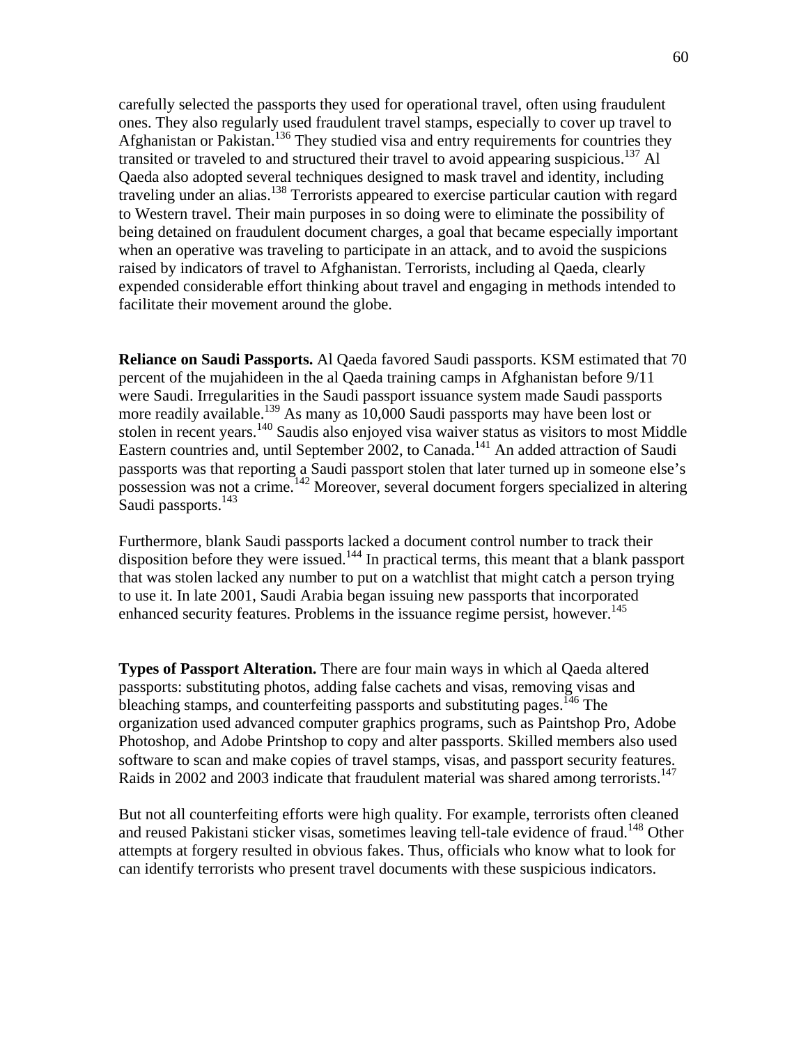carefully selected the passports they used for operational travel, often using fraudulent ones. They also regularly used fraudulent travel stamps, especially to cover up travel to Afghanistan or Pakistan.[136] They studied visa and entry requirements for countries they transited or traveled to and structured their travel to avoid appearing suspicious.[137] Al Qaeda also adopted several techniques designed to mask travel and identity, including traveling under an alias.[138] Terrorists appeared to exercise particular caution with regard to Western travel. Their main purposes in so doing were to eliminate the possibility of being detained on fraudulent document charges, a goal that became especially important when an operative was traveling to participate in an attack, and to avoid the suspicions raised by indicators of travel to Afghanistan. Terrorists, including al Qaeda, clearly expended considerable effort thinking about travel and engaging in methods intended to facilitate their movement around the globe.

**Reliance on Saudi Passports.** Al Qaeda favored Saudi passports. KSM estimated that 70 percent of the mujahideen in the al Qaeda training camps in Afghanistan before 9/11 were Saudi. Irregularities in the Saudi passport issuance system made Saudi passports more readily available.[139] As many as 10,000 Saudi passports may have been lost or stolen in recent years.[140] Saudis also enjoyed visa waiver status as visitors to most Middle Eastern countries and, until September 2002, to Canada.[141] An added attraction of Saudi passports was that reporting a Saudi passport stolen that later turned up in someone else's possession was not a crime.[142] Moreover, several document forgers specialized in altering Saudi passports.[143]

Furthermore, blank Saudi passports lacked a document control number to track their disposition before they were issued.[144] In practical terms, this meant that a blank passport that was stolen lacked any number to put on a watchlist that might catch a person trying to use it. In late 2001, Saudi Arabia began issuing new passports that incorporated enhanced security features. Problems in the issuance regime persist, however.[145]

**Types of Passport Alteration.** There are four main ways in which al Qaeda altered passports: substituting photos, adding false cachets and visas, removing visas and bleaching stamps, and counterfeiting passports and substituting pages.[146] The organization used advanced computer graphics programs, such as Paintshop Pro, Adobe Photoshop, and Adobe Printshop to copy and alter passports. Skilled members also used software to scan and make copies of travel stamps, visas, and passport security features. Raids in 2002 and 2003 indicate that fraudulent material was shared among terrorists.[147]

But not all counterfeiting efforts were high quality. For example, terrorists often cleaned and reused Pakistani sticker visas, sometimes leaving tell-tale evidence of fraud.[148] Other attempts at forgery resulted in obvious fakes. Thus, officials who know what to look for can identify terrorists who present travel documents with these suspicious indicators.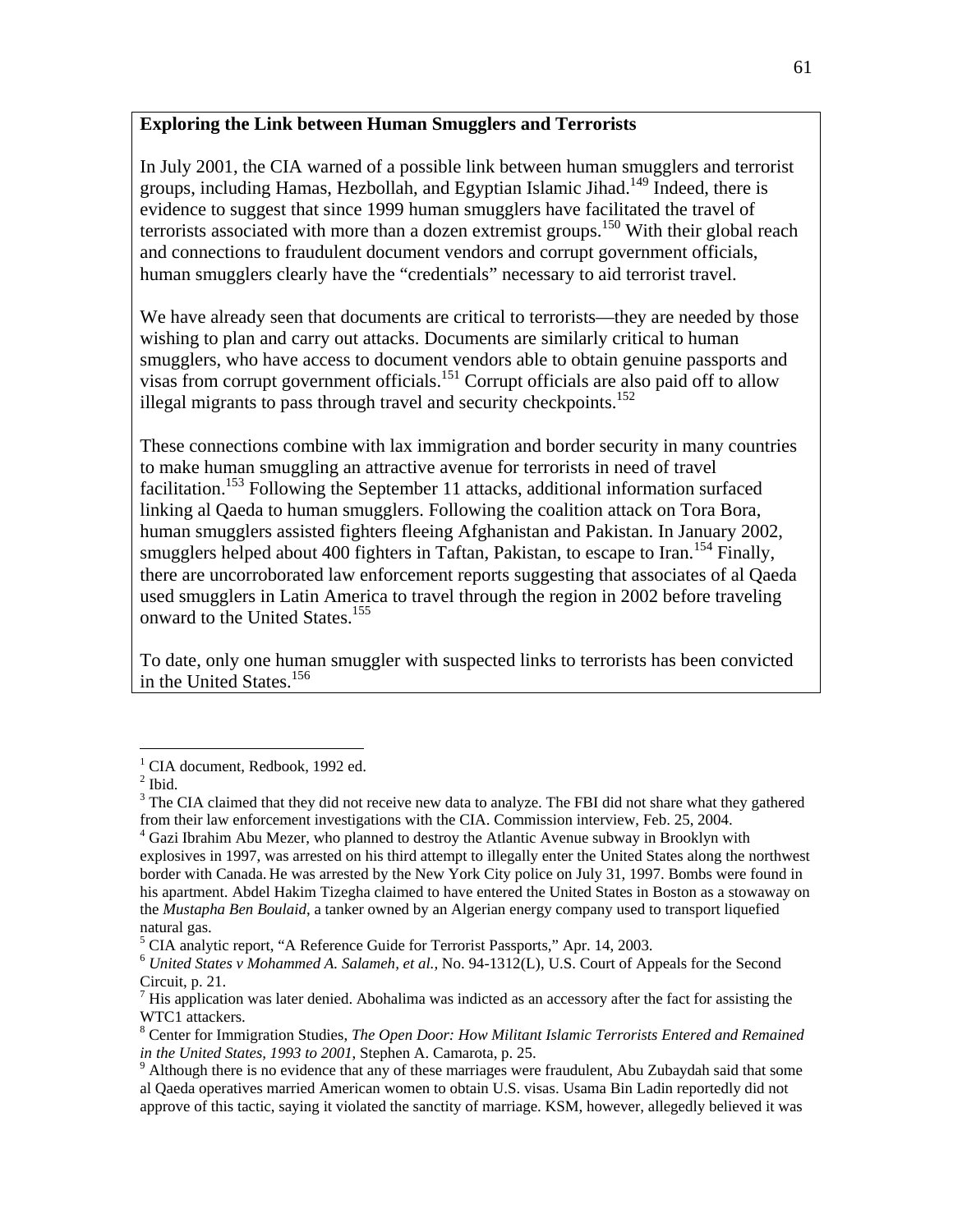**Exploring the Link between Human Smugglers and Terrorists**

In July 2001, the CIA warned of a possible link between human smugglers and terrorist groups, including Hamas, Hezbollah, and Egyptian Islamic Jihad.[149] Indeed, there is evidence to suggest that since 1999 human smugglers have facilitated the travel of terrorists associated with more than a dozen extremist groups.[150] With their global reach and connections to fraudulent document vendors and corrupt government officials, human smugglers clearly have the "credentials" necessary to aid terrorist travel.

We have already seen that documents are critical to terrorists—they are needed by those wishing to plan and carry out attacks. Documents are similarly critical to human smugglers, who have access to document vendors able to obtain genuine passports and visas from corrupt government officials.[151] Corrupt officials are also paid off to allow illegal migrants to pass through travel and security checkpoints.[152]

These connections combine with lax immigration and border security in many countries to make human smuggling an attractive avenue for terrorists in need of travel facilitation.[153] Following the September 11 attacks, additional information surfaced linking al Qaeda to human smugglers. Following the coalition attack on Tora Bora, human smugglers assisted fighters fleeing Afghanistan and Pakistan. In January 2002, smugglers helped about 400 fighters in Taftan, Pakistan, to escape to Iran.[154] Finally, there are uncorroborated law enforcement reports suggesting that associates of al Qaeda used smugglers in Latin America to travel through the region in 2002 before traveling onward to the United States.[155]

To date, only one human smuggler with suspected links to terrorists has been convicted in the United States.[156]

---

[1] CIA document, Redbook, 1992 ed.

[2] Ibid.

[3] The CIA claimed that they did not receive new data to analyze. The FBI did not share what they gathered from their law enforcement investigations with the CIA. Commission interview, Feb. 25, 2004.

[4] Gazi Ibrahim Abu Mezer, who planned to destroy the Atlantic Avenue subway in Brooklyn with explosives in 1997, was arrested on his third attempt to illegally enter the United States along the northwest border with Canada. He was arrested by the New York City police on July 31, 1997. Bombs were found in his apartment. Abdel Hakim Tizegha claimed to have entered the United States in Boston as a stowaway on the *Mustapha Ben Boulaid*, a tanker owned by an Algerian energy company used to transport liquefied natural gas.

[5] CIA analytic report, "A Reference Guide for Terrorist Passports," Apr. 14, 2003.

[6] *United States v Mohammed A. Salameh, et al.*, No. 94-1312(L), U.S. Court of Appeals for the Second Circuit, p. 21.

[7] His application was later denied. Abohalima was indicted as an accessory after the fact for assisting the WTC1 attackers.

[8] Center for Immigration Studies, *The Open Door: How Militant Islamic Terrorists Entered and Remained in the United States, 1993 to 2001*, Stephen A. Camarota, p. 25.

[9] Although there is no evidence that any of these marriages were fraudulent, Abu Zubaydah said that some al Qaeda operatives married American women to obtain U.S. visas. Usama Bin Ladin reportedly did not approve of this tactic, saying it violated the sanctity of marriage. KSM, however, allegedly believed it was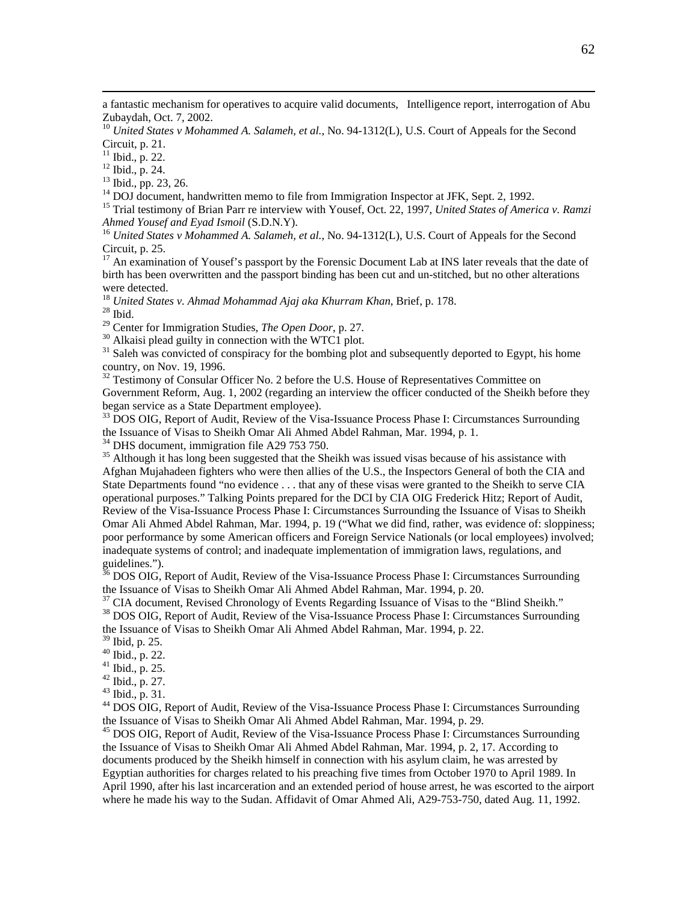a fantastic mechanism for operatives to acquire valid documents, Intelligence report, interrogation of Abu Zubaydah, Oct. 7, 2002.

[10] *United States v Mohammed A. Salameh, et al.*, No. 94-1312(L), U.S. Court of Appeals for the Second Circuit, p. 21.

[11] Ibid., p. 22.

[12] Ibid., p. 24.

[13] Ibid., pp. 23, 26.

[14] DOJ document, handwritten memo to file from Immigration Inspector at JFK, Sept. 2, 1992.

[15] Trial testimony of Brian Parr re interview with Yousef, Oct. 22, 1997, *United States of America v. Ramzi Ahmed Yousef and Eyad Ismoil* (S.D.N.Y).

[16] *United States v Mohammed A. Salameh, et al.*, No. 94-1312(L), U.S. Court of Appeals for the Second Circuit, p. 25.

[17] An examination of Yousef's passport by the Forensic Document Lab at INS later reveals that the date of birth has been overwritten and the passport binding has been cut and un-stitched, but no other alterations were detected.

[18] *United States v. Ahmad Mohammad Ajaj aka Khurram Khan*, Brief, p. 178.

[28] Ibid.

[29] Center for Immigration Studies, *The Open Door*, p. 27.

[30] Alkaisi plead guilty in connection with the WTC1 plot.

[31] Saleh was convicted of conspiracy for the bombing plot and subsequently deported to Egypt, his home country, on Nov. 19, 1996.

[32] Testimony of Consular Officer No. 2 before the U.S. House of Representatives Committee on Government Reform, Aug. 1, 2002 (regarding an interview the officer conducted of the Sheikh before they began service as a State Department employee).

[33] DOS OIG, Report of Audit, Review of the Visa-Issuance Process Phase I: Circumstances Surrounding the Issuance of Visas to Sheikh Omar Ali Ahmed Abdel Rahman, Mar. 1994, p. 1.

[34] DHS document, immigration file A29 753 750.

[35] Although it has long been suggested that the Sheikh was issued visas because of his assistance with Afghan Mujahadeen fighters who were then allies of the U.S., the Inspectors General of both the CIA and State Departments found "no evidence . . . that any of these visas were granted to the Sheikh to serve CIA operational purposes." Talking Points prepared for the DCI by CIA OIG Frederick Hitz; Report of Audit, Review of the Visa-Issuance Process Phase I: Circumstances Surrounding the Issuance of Visas to Sheikh Omar Ali Ahmed Abdel Rahman, Mar. 1994, p. 19 ("What we did find, rather, was evidence of: sloppiness; poor performance by some American officers and Foreign Service Nationals (or local employees) involved; inadequate systems of control; and inadequate implementation of immigration laws, regulations, and guidelines.").

[36] DOS OIG, Report of Audit, Review of the Visa-Issuance Process Phase I: Circumstances Surrounding the Issuance of Visas to Sheikh Omar Ali Ahmed Abdel Rahman, Mar. 1994, p. 20.

[37] CIA document, Revised Chronology of Events Regarding Issuance of Visas to the "Blind Sheikh."

[38] DOS OIG, Report of Audit, Review of the Visa-Issuance Process Phase I: Circumstances Surrounding the Issuance of Visas to Sheikh Omar Ali Ahmed Abdel Rahman, Mar. 1994, p. 22.

[39] Ibid, p. 25.

[40] Ibid., p. 22.

[41] Ibid., p. 25.

[42] Ibid., p. 27.

[43] Ibid., p. 31.

[44] DOS OIG, Report of Audit, Review of the Visa-Issuance Process Phase I: Circumstances Surrounding the Issuance of Visas to Sheikh Omar Ali Ahmed Abdel Rahman, Mar. 1994, p. 29.

[45] DOS OIG, Report of Audit, Review of the Visa-Issuance Process Phase I: Circumstances Surrounding the Issuance of Visas to Sheikh Omar Ali Ahmed Abdel Rahman, Mar. 1994, p. 2, 17. According to documents produced by the Sheikh himself in connection with his asylum claim, he was arrested by Egyptian authorities for charges related to his preaching five times from October 1970 to April 1989. In April 1990, after his last incarceration and an extended period of house arrest, he was escorted to the airport where he made his way to the Sudan. Affidavit of Omar Ahmed Ali, A29-753-750, dated Aug. 11, 1992.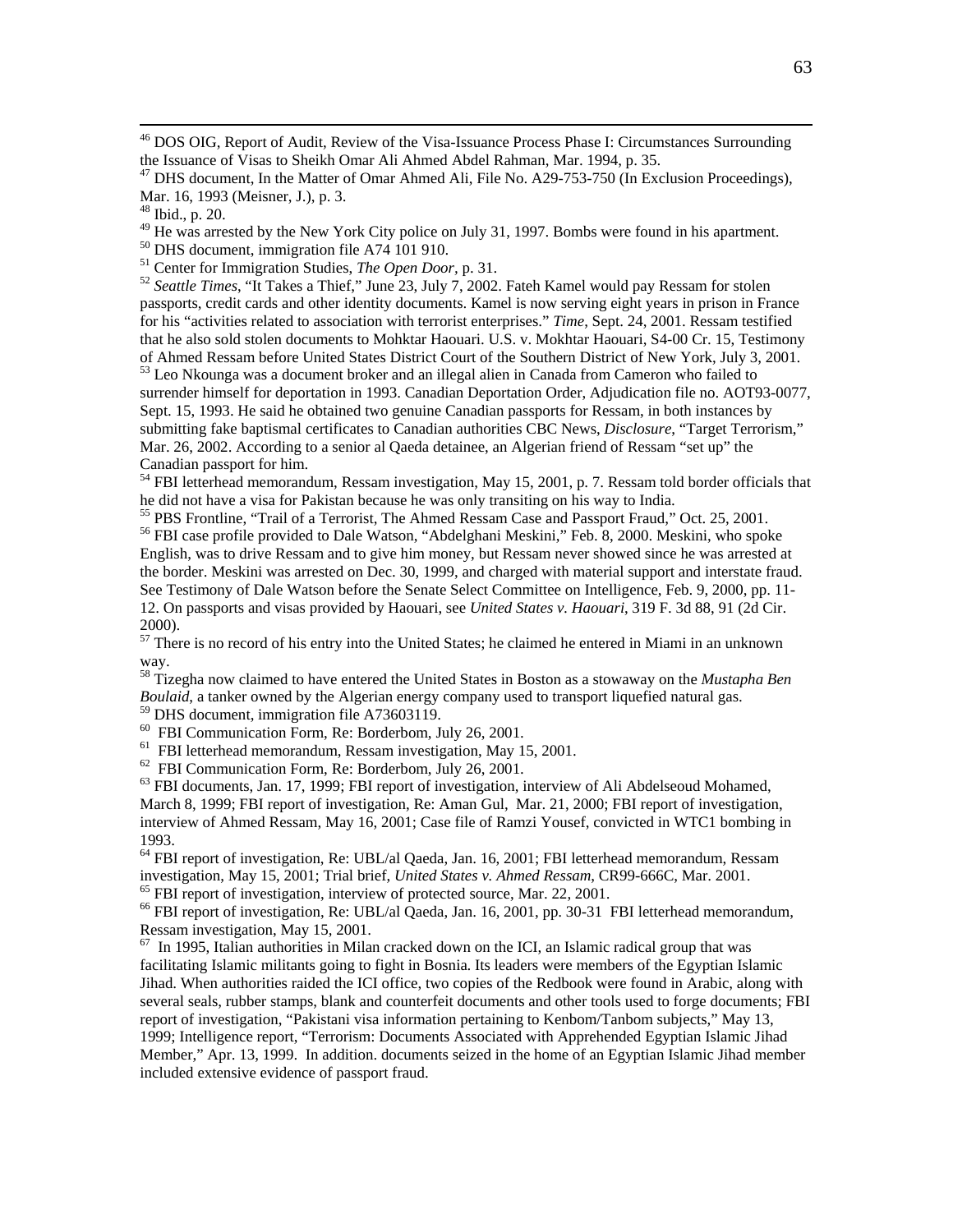[46] DOS OIG, Report of Audit, Review of the Visa-Issuance Process Phase I: Circumstances Surrounding the Issuance of Visas to Sheikh Omar Ali Ahmed Abdel Rahman, Mar. 1994, p. 35.

[47] DHS document, In the Matter of Omar Ahmed Ali, File No. A29-753-750 (In Exclusion Proceedings), Mar. 16, 1993 (Meisner, J.), p. 3.

[48] Ibid., p. 20.

[49] He was arrested by the New York City police on July 31, 1997. Bombs were found in his apartment.

[50] DHS document, immigration file A74 101 910.

[51] Center for Immigration Studies, *The Open Door*, p. 31.

[52] *Seattle Times*, "It Takes a Thief," June 23, July 7, 2002. Fateh Kamel would pay Ressam for stolen passports, credit cards and other identity documents. Kamel is now serving eight years in prison in France for his "activities related to association with terrorist enterprises." *Time*, Sept. 24, 2001. Ressam testified that he also sold stolen documents to Mohktar Haouari. U.S. v. Mokhtar Haouari, S4-00 Cr. 15, Testimony of Ahmed Ressam before United States District Court of the Southern District of New York, July 3, 2001.

[53] Leo Nkounga was a document broker and an illegal alien in Canada from Cameron who failed to surrender himself for deportation in 1993. Canadian Deportation Order, Adjudication file no. AOT93-0077, Sept. 15, 1993. He said he obtained two genuine Canadian passports for Ressam, in both instances by submitting fake baptismal certificates to Canadian authorities CBC News, *Disclosure*, "Target Terrorism," Mar. 26, 2002. According to a senior al Qaeda detainee, an Algerian friend of Ressam "set up" the Canadian passport for him.

[54] FBI letterhead memorandum, Ressam investigation, May 15, 2001, p. 7. Ressam told border officials that he did not have a visa for Pakistan because he was only transiting on his way to India.

[55] PBS Frontline, "Trail of a Terrorist, The Ahmed Ressam Case and Passport Fraud," Oct. 25, 2001.

[56] FBI case profile provided to Dale Watson, "Abdelghani Meskini," Feb. 8, 2000. Meskini, who spoke English, was to drive Ressam and to give him money, but Ressam never showed since he was arrested at the border. Meskini was arrested on Dec. 30, 1999, and charged with material support and interstate fraud. See Testimony of Dale Watson before the Senate Select Committee on Intelligence, Feb. 9, 2000, pp. 11-12. On passports and visas provided by Haouari, see *United States v. Haouari*, 319 F. 3d 88, 91 (2d Cir. 2000).

[57] There is no record of his entry into the United States; he claimed he entered in Miami in an unknown way.

[58] Tizegha now claimed to have entered the United States in Boston as a stowaway on the *Mustapha Ben Boulaid*, a tanker owned by the Algerian energy company used to transport liquefied natural gas.

[59] DHS document, immigration file A73603119.

[60] FBI Communication Form, Re: Borderbom, July 26, 2001.

[61] FBI letterhead memorandum, Ressam investigation, May 15, 2001.

[62] FBI Communication Form, Re: Borderbom, July 26, 2001.

[63] FBI documents, Jan. 17, 1999; FBI report of investigation, interview of Ali Abdelseoud Mohamed, March 8, 1999; FBI report of investigation, Re: Aman Gul, Mar. 21, 2000; FBI report of investigation, interview of Ahmed Ressam, May 16, 2001; Case file of Ramzi Yousef, convicted in WTC1 bombing in 1993.

[64] FBI report of investigation, Re: UBL/al Qaeda, Jan. 16, 2001; FBI letterhead memorandum, Ressam investigation, May 15, 2001; Trial brief, *United States v. Ahmed Ressam*, CR99-666C, Mar. 2001.

[65] FBI report of investigation, interview of protected source, Mar. 22, 2001.

[66] FBI report of investigation, Re: UBL/al Qaeda, Jan. 16, 2001, pp. 30-31 FBI letterhead memorandum, Ressam investigation, May 15, 2001.

[67] In 1995, Italian authorities in Milan cracked down on the ICI, an Islamic radical group that was facilitating Islamic militants going to fight in Bosnia. Its leaders were members of the Egyptian Islamic Jihad. When authorities raided the ICI office, two copies of the Redbook were found in Arabic, along with several seals, rubber stamps, blank and counterfeit documents and other tools used to forge documents; FBI report of investigation, "Pakistani visa information pertaining to Kenbom/Tanbom subjects," May 13, 1999; Intelligence report, "Terrorism: Documents Associated with Apprehended Egyptian Islamic Jihad Member," Apr. 13, 1999. In addition. documents seized in the home of an Egyptian Islamic Jihad member included extensive evidence of passport fraud.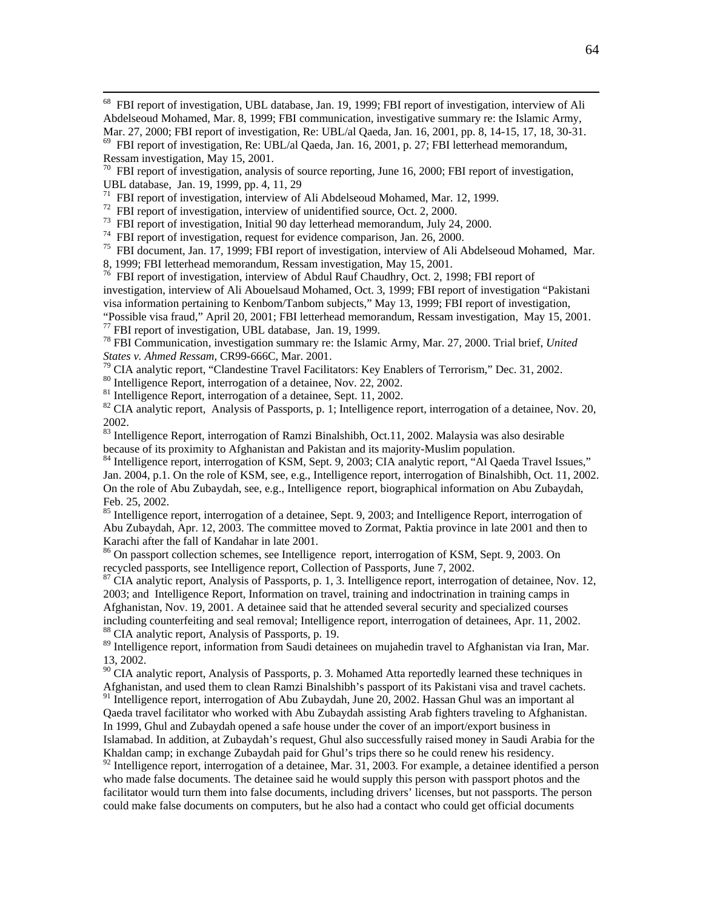[68] FBI report of investigation, UBL database, Jan. 19, 1999; FBI report of investigation, interview of Ali Abdelseoud Mohamed, Mar. 8, 1999; FBI communication, investigative summary re: the Islamic Army, Mar. 27, 2000; FBI report of investigation, Re: UBL/al Qaeda, Jan. 16, 2001, pp. 8, 14-15, 17, 18, 30-31.

[69] FBI report of investigation, Re: UBL/al Qaeda, Jan. 16, 2001, p. 27; FBI letterhead memorandum, Ressam investigation, May 15, 2001.

[70] FBI report of investigation, analysis of source reporting, June 16, 2000; FBI report of investigation, UBL database, Jan. 19, 1999, pp. 4, 11, 29

[71] FBI report of investigation, interview of Ali Abdelseoud Mohamed, Mar. 12, 1999.

[72] FBI report of investigation, interview of unidentified source, Oct. 2, 2000.

[73] FBI report of investigation, Initial 90 day letterhead memorandum, July 24, 2000.

[74] FBI report of investigation, request for evidence comparison, Jan. 26, 2000.

[75] FBI document, Jan. 17, 1999; FBI report of investigation, interview of Ali Abdelseoud Mohamed, Mar. 8, 1999; FBI letterhead memorandum, Ressam investigation, May 15, 2001.

[76] FBI report of investigation, interview of Abdul Rauf Chaudhry, Oct. 2, 1998; FBI report of investigation, interview of Ali Abouelsaud Mohamed, Oct. 3, 1999; FBI report of investigation "Pakistani visa information pertaining to Kenbom/Tanbom subjects," May 13, 1999; FBI report of investigation, "Possible visa fraud," April 20, 2001; FBI letterhead memorandum, Ressam investigation, May 15, 2001.

[77] FBI report of investigation, UBL database, Jan. 19, 1999.

[78] FBI Communication, investigation summary re: the Islamic Army, Mar. 27, 2000. Trial brief, *United States v. Ahmed Ressam*, CR99-666C, Mar. 2001.

[79] CIA analytic report, "Clandestine Travel Facilitators: Key Enablers of Terrorism," Dec. 31, 2002.

[80] Intelligence Report, interrogation of a detainee, Nov. 22, 2002.

[81] Intelligence Report, interrogation of a detainee, Sept. 11, 2002.

[82] CIA analytic report, Analysis of Passports, p. 1; Intelligence report, interrogation of a detainee, Nov. 20, 2002.

[83] Intelligence Report, interrogation of Ramzi Binalshibh, Oct.11, 2002. Malaysia was also desirable because of its proximity to Afghanistan and Pakistan and its majority-Muslim population.

[84] Intelligence report, interrogation of KSM, Sept. 9, 2003; CIA analytic report, "Al Qaeda Travel Issues," Jan. 2004, p.1. On the role of KSM, see, e.g., Intelligence report, interrogation of Binalshibh, Oct. 11, 2002. On the role of Abu Zubaydah, see, e.g., Intelligence report, biographical information on Abu Zubaydah, Feb. 25, 2002.

[85] Intelligence report, interrogation of a detainee, Sept. 9, 2003; and Intelligence Report, interrogation of Abu Zubaydah, Apr. 12, 2003. The committee moved to Zormat, Paktia province in late 2001 and then to Karachi after the fall of Kandahar in late 2001.

[86] On passport collection schemes, see Intelligence report, interrogation of KSM, Sept. 9, 2003. On recycled passports, see Intelligence report, Collection of Passports, June 7, 2002.

[87] CIA analytic report, Analysis of Passports, p. 1, 3. Intelligence report, interrogation of detainee, Nov. 12, 2003; and Intelligence Report, Information on travel, training and indoctrination in training camps in Afghanistan, Nov. 19, 2001. A detainee said that he attended several security and specialized courses including counterfeiting and seal removal; Intelligence report, interrogation of detainees, Apr. 11, 2002.

[88] CIA analytic report, Analysis of Passports, p. 19.

[89] Intelligence report, information from Saudi detainees on mujahedin travel to Afghanistan via Iran, Mar. 13, 2002.

[90] CIA analytic report, Analysis of Passports, p. 3. Mohamed Atta reportedly learned these techniques in Afghanistan, and used them to clean Ramzi Binalshibh's passport of its Pakistani visa and travel cachets.

[91] Intelligence report, interrogation of Abu Zubaydah, June 20, 2002. Hassan Ghul was an important al Qaeda travel facilitator who worked with Abu Zubaydah assisting Arab fighters traveling to Afghanistan. In 1999, Ghul and Zubaydah opened a safe house under the cover of an import/export business in Islamabad. In addition, at Zubaydah's request, Ghul also successfully raised money in Saudi Arabia for the Khaldan camp; in exchange Zubaydah paid for Ghul's trips there so he could renew his residency.

[92] Intelligence report, interrogation of a detainee, Mar. 31, 2003. For example, a detainee identified a person who made false documents. The detainee said he would supply this person with passport photos and the facilitator would turn them into false documents, including drivers' licenses, but not passports. The person could make false documents on computers, but he also had a contact who could get official documents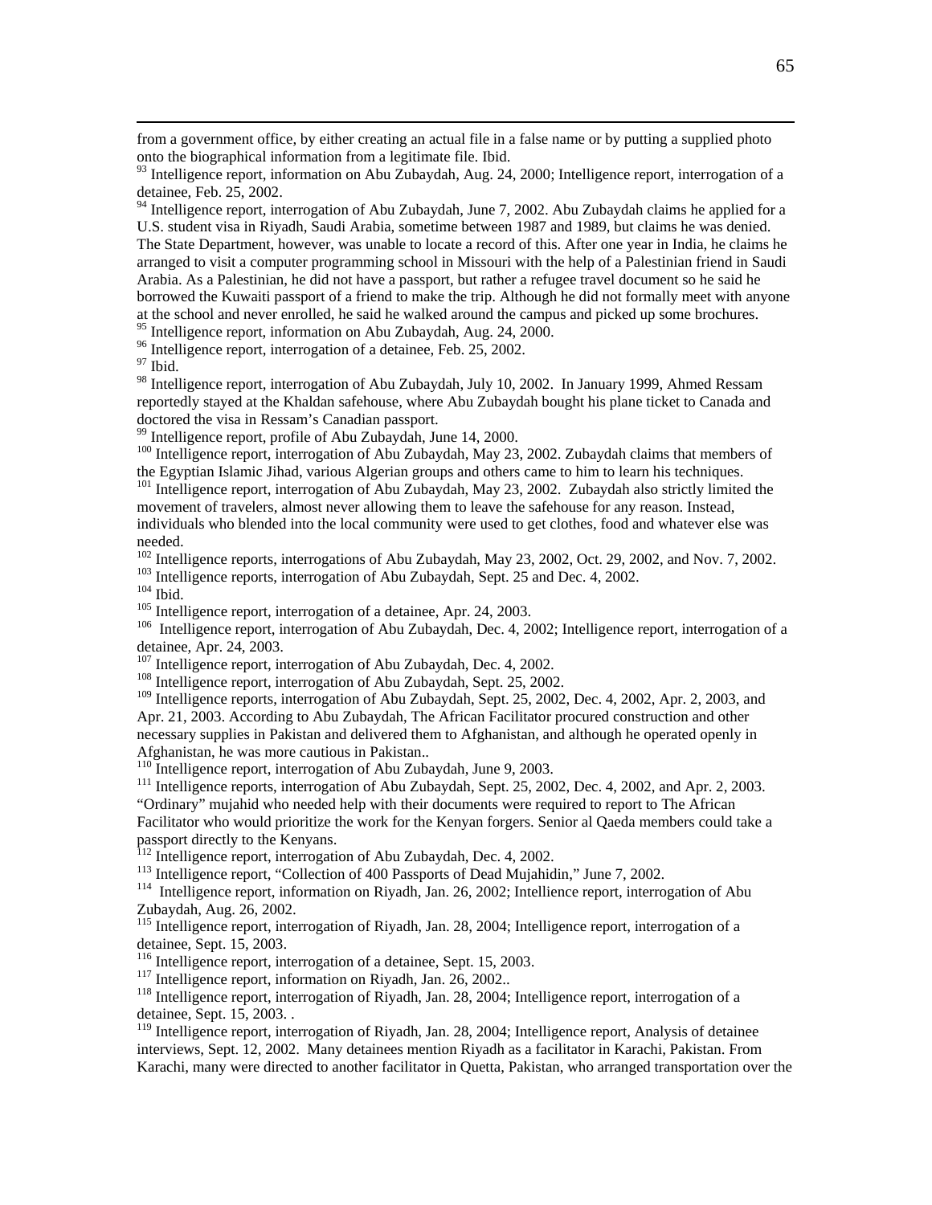from a government office, by either creating an actual file in a false name or by putting a supplied photo onto the biographical information from a legitimate file. Ibid.

[93] Intelligence report, information on Abu Zubaydah, Aug. 24, 2000; Intelligence report, interrogation of a detainee, Feb. 25, 2002.

[94] Intelligence report, interrogation of Abu Zubaydah, June 7, 2002. Abu Zubaydah claims he applied for a U.S. student visa in Riyadh, Saudi Arabia, sometime between 1987 and 1989, but claims he was denied. The State Department, however, was unable to locate a record of this. After one year in India, he claims he arranged to visit a computer programming school in Missouri with the help of a Palestinian friend in Saudi Arabia. As a Palestinian, he did not have a passport, but rather a refugee travel document so he said he borrowed the Kuwaiti passport of a friend to make the trip. Although he did not formally meet with anyone at the school and never enrolled, he said he walked around the campus and picked up some brochures.

[95] Intelligence report, information on Abu Zubaydah, Aug. 24, 2000.

[96] Intelligence report, interrogation of a detainee, Feb. 25, 2002.

[97] Ibid.

[98] Intelligence report, interrogation of Abu Zubaydah, July 10, 2002. In January 1999, Ahmed Ressam reportedly stayed at the Khaldan safehouse, where Abu Zubaydah bought his plane ticket to Canada and doctored the visa in Ressam's Canadian passport.

[99] Intelligence report, profile of Abu Zubaydah, June 14, 2000.

[100] Intelligence report, interrogation of Abu Zubaydah, May 23, 2002. Zubaydah claims that members of the Egyptian Islamic Jihad, various Algerian groups and others came to him to learn his techniques.

[101] Intelligence report, interrogation of Abu Zubaydah, May 23, 2002. Zubaydah also strictly limited the movement of travelers, almost never allowing them to leave the safehouse for any reason. Instead, individuals who blended into the local community were used to get clothes, food and whatever else was needed.

[102] Intelligence reports, interrogations of Abu Zubaydah, May 23, 2002, Oct. 29, 2002, and Nov. 7, 2002.

[103] Intelligence reports, interrogation of Abu Zubaydah, Sept. 25 and Dec. 4, 2002.

[104] Ibid.

[105] Intelligence report, interrogation of a detainee, Apr. 24, 2003.

[106] Intelligence report, interrogation of Abu Zubaydah, Dec. 4, 2002; Intelligence report, interrogation of a detainee, Apr. 24, 2003.

[107] Intelligence report, interrogation of Abu Zubaydah, Dec. 4, 2002.

[108] Intelligence report, interrogation of Abu Zubaydah, Sept. 25, 2002.

[109] Intelligence reports, interrogation of Abu Zubaydah, Sept. 25, 2002, Dec. 4, 2002, Apr. 2, 2003, and Apr. 21, 2003. According to Abu Zubaydah, The African Facilitator procured construction and other necessary supplies in Pakistan and delivered them to Afghanistan, and although he operated openly in Afghanistan, he was more cautious in Pakistan..

[110] Intelligence report, interrogation of Abu Zubaydah, June 9, 2003.

[111] Intelligence reports, interrogation of Abu Zubaydah, Sept. 25, 2002, Dec. 4, 2002, and Apr. 2, 2003. "Ordinary" mujahid who needed help with their documents were required to report to The African Facilitator who would prioritize the work for the Kenyan forgers. Senior al Qaeda members could take a passport directly to the Kenyans.

[112] Intelligence report, interrogation of Abu Zubaydah, Dec. 4, 2002.

[113] Intelligence report, "Collection of 400 Passports of Dead Mujahidin," June 7, 2002.

[114] Intelligence report, information on Riyadh, Jan. 26, 2002; Intellience report, interrogation of Abu Zubaydah, Aug. 26, 2002.

[115] Intelligence report, interrogation of Riyadh, Jan. 28, 2004; Intelligence report, interrogation of a detainee, Sept. 15, 2003.

[116] Intelligence report, interrogation of a detainee, Sept. 15, 2003.

[117] Intelligence report, information on Riyadh, Jan. 26, 2002..

[118] Intelligence report, interrogation of Riyadh, Jan. 28, 2004; Intelligence report, interrogation of a detainee, Sept. 15, 2003. .

[119] Intelligence report, interrogation of Riyadh, Jan. 28, 2004; Intelligence report, Analysis of detainee interviews, Sept. 12, 2002. Many detainees mention Riyadh as a facilitator in Karachi, Pakistan. From Karachi, many were directed to another facilitator in Quetta, Pakistan, who arranged transportation over the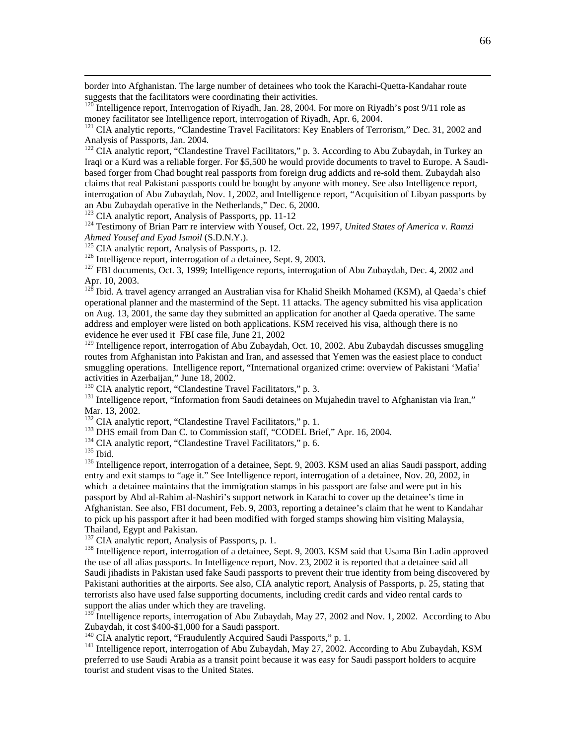border into Afghanistan. The large number of detainees who took the Karachi-Quetta-Kandahar route suggests that the facilitators were coordinating their activities.

[120] Intelligence report, Interrogation of Riyadh, Jan. 28, 2004. For more on Riyadh's post 9/11 role as money facilitator see Intelligence report, interrogation of Riyadh, Apr. 6, 2004.

[121] CIA analytic reports, "Clandestine Travel Facilitators: Key Enablers of Terrorism," Dec. 31, 2002 and Analysis of Passports, Jan. 2004.

[122] CIA analytic report, "Clandestine Travel Facilitators," p. 3. According to Abu Zubaydah, in Turkey an Iraqi or a Kurd was a reliable forger. For $5,500 he would provide documents to travel to Europe. A Saudi-based forger from Chad bought real passports from foreign drug addicts and re-sold them. Zubaydah also claims that real Pakistani passports could be bought by anyone with money. See also Intelligence report, interrogation of Abu Zubaydah, Nov. 1, 2002, and Intelligence report, "Acquisition of Libyan passports by an Abu Zubaydah operative in the Netherlands," Dec. 6, 2000.

[123] CIA analytic report, Analysis of Passports, pp. 11-12

[124] Testimony of Brian Parr re interview with Yousef, Oct. 22, 1997, *United States of America v. Ramzi Ahmed Yousef and Eyad Ismoil* (S.D.N.Y.).

[125] CIA analytic report, Analysis of Passports, p. 12.

[126] Intelligence report, interrogation of a detainee, Sept. 9, 2003.

[127] FBI documents, Oct. 3, 1999; Intelligence reports, interrogation of Abu Zubaydah, Dec. 4, 2002 and Apr. 10, 2003.

[128] Ibid. A travel agency arranged an Australian visa for Khalid Sheikh Mohamed (KSM), al Qaeda's chief operational planner and the mastermind of the Sept. 11 attacks. The agency submitted his visa application on Aug. 13, 2001, the same day they submitted an application for another al Qaeda operative. The same address and employer were listed on both applications. KSM received his visa, although there is no evidence he ever used it FBI case file, June 21, 2002

[129] Intelligence report, interrogation of Abu Zubaydah, Oct. 10, 2002. Abu Zubaydah discusses smuggling routes from Afghanistan into Pakistan and Iran, and assessed that Yemen was the easiest place to conduct smuggling operations. Intelligence report, "International organized crime: overview of Pakistani 'Mafia' activities in Azerbaijan," June 18, 2002.

[130] CIA analytic report, "Clandestine Travel Facilitators," p. 3.

[131] Intelligence report, "Information from Saudi detainees on Mujahedin travel to Afghanistan via Iran," Mar. 13, 2002.

[132] CIA analytic report, "Clandestine Travel Facilitators," p. 1.

[133] DHS email from Dan C. to Commission staff, "CODEL Brief," Apr. 16, 2004.

[134] CIA analytic report, "Clandestine Travel Facilitators," p. 6.

[135] Ibid.

[136] Intelligence report, interrogation of a detainee, Sept. 9, 2003. KSM used an alias Saudi passport, adding entry and exit stamps to "age it." See Intelligence report, interrogation of a detainee, Nov. 20, 2002, in which a detainee maintains that the immigration stamps in his passport are false and were put in his passport by Abd al-Rahim al-Nashiri's support network in Karachi to cover up the detainee's time in Afghanistan. See also, FBI document, Feb. 9, 2003, reporting a detainee's claim that he went to Kandahar to pick up his passport after it had been modified with forged stamps showing him visiting Malaysia, Thailand, Egypt and Pakistan.

[137] CIA analytic report, Analysis of Passports, p. 1.

[138] Intelligence report, interrogation of a detainee, Sept. 9, 2003. KSM said that Usama Bin Ladin approved the use of all alias passports. In Intelligence report, Nov. 23, 2002 it is reported that a detainee said all Saudi jihadists in Pakistan used fake Saudi passports to prevent their true identity from being discovered by Pakistani authorities at the airports. See also, CIA analytic report, Analysis of Passports, p. 25, stating that terrorists also have used false supporting documents, including credit cards and video rental cards to support the alias under which they are traveling.

[139] Intelligence reports, interrogation of Abu Zubaydah, May 27, 2002 and Nov. 1, 2002. According to Abu Zubaydah, it cost $400-$1,000 for a Saudi passport.

[140] CIA analytic report, "Fraudulently Acquired Saudi Passports," p. 1.

[141] Intelligence report, interrogation of Abu Zubaydah, May 27, 2002. According to Abu Zubaydah, KSM preferred to use Saudi Arabia as a transit point because it was easy for Saudi passport holders to acquire tourist and student visas to the United States.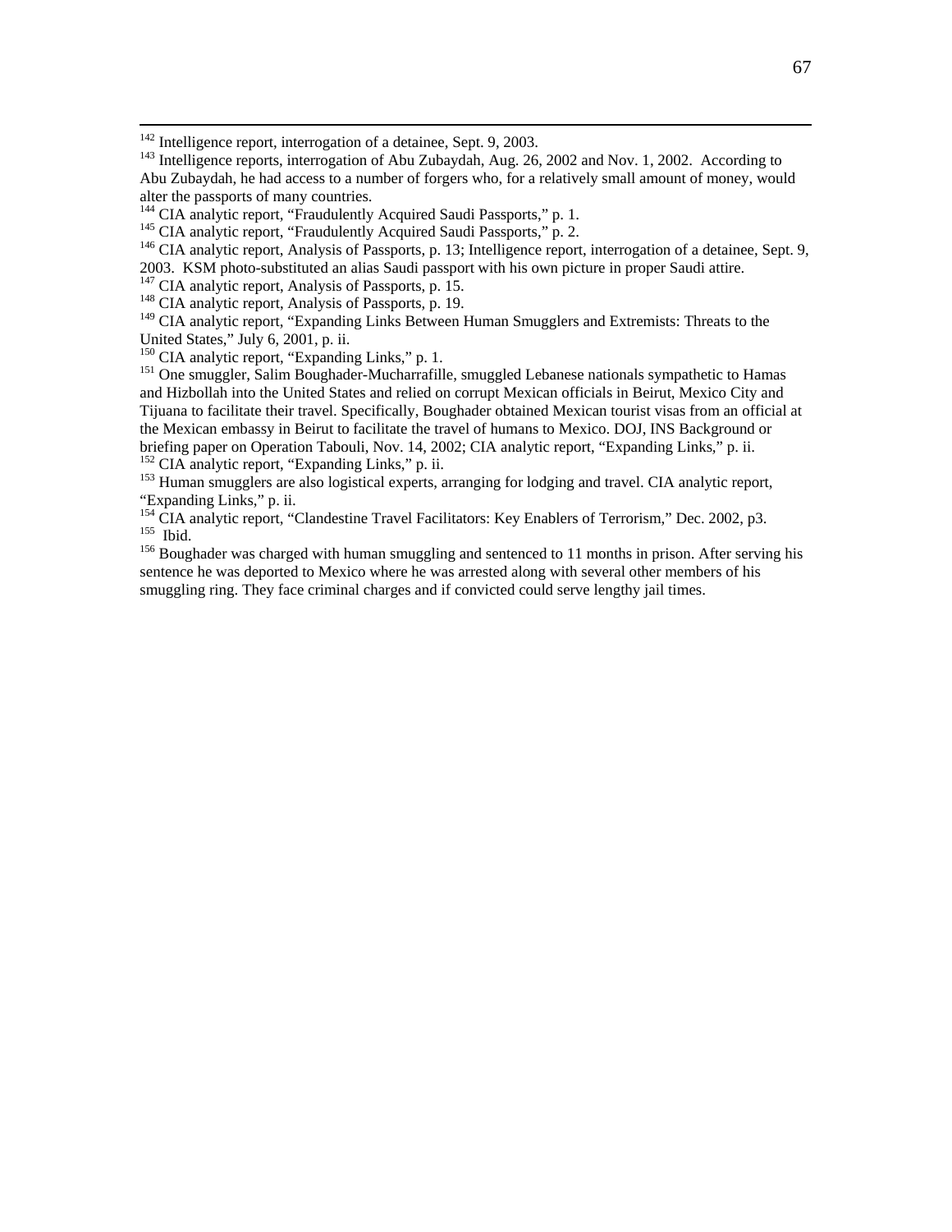[142] Intelligence report, interrogation of a detainee, Sept. 9, 2003.

[143] Intelligence reports, interrogation of Abu Zubaydah, Aug. 26, 2002 and Nov. 1, 2002. According to Abu Zubaydah, he had access to a number of forgers who, for a relatively small amount of money, would alter the passports of many countries.

[144] CIA analytic report, "Fraudulently Acquired Saudi Passports," p. 1.

[145] CIA analytic report, "Fraudulently Acquired Saudi Passports," p. 2.

[146] CIA analytic report, Analysis of Passports, p. 13; Intelligence report, interrogation of a detainee, Sept. 9, 2003. KSM photo-substituted an alias Saudi passport with his own picture in proper Saudi attire.

[147] CIA analytic report, Analysis of Passports, p. 15.

[148] CIA analytic report, Analysis of Passports, p. 19.

[149] CIA analytic report, "Expanding Links Between Human Smugglers and Extremists: Threats to the United States," July 6, 2001, p. ii.

[150] CIA analytic report, "Expanding Links," p. 1.

[151] One smuggler, Salim Boughader-Mucharrafille, smuggled Lebanese nationals sympathetic to Hamas and Hizbollah into the United States and relied on corrupt Mexican officials in Beirut, Mexico City and Tijuana to facilitate their travel. Specifically, Boughader obtained Mexican tourist visas from an official at the Mexican embassy in Beirut to facilitate the travel of humans to Mexico. DOJ, INS Background or briefing paper on Operation Tabouli, Nov. 14, 2002; CIA analytic report, "Expanding Links," p. ii.

[152] CIA analytic report, "Expanding Links," p. ii.

[153] Human smugglers are also logistical experts, arranging for lodging and travel. CIA analytic report, "Expanding Links," p. ii.

[154] CIA analytic report, "Clandestine Travel Facilitators: Key Enablers of Terrorism," Dec. 2002, p3.

[155] Ibid.

[156] Boughader was charged with human smuggling and sentenced to 11 months in prison. After serving his sentence he was deported to Mexico where he was arrested along with several other members of his smuggling ring. They face criminal charges and if convicted could serve lengthy jail times.